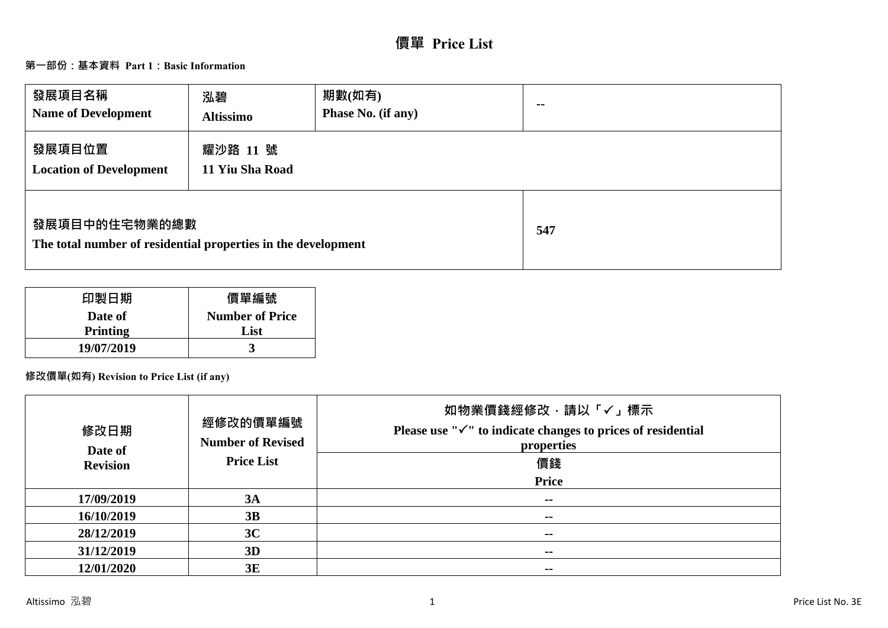# 價單 Price List

## 第一部份：基本資料 Part 1：Basic Information

| 發展項目名稱 Name of Development | 泓碧 Altissimo | 期數(如有) Phase No. (if any) | -- |
|---|---|---|---|
| 發展項目位置 Location of Development | 耀沙路 11 號 11 Yiu Sha Road | | |
| 發展項目中的住宅物業的總數 The total number of residential properties in the development | | | 547 |

| 印製日期 Date of Printing | 價單編號 Number of Price List |
|---|---|
| 19/07/2019 | 3 |

**修改價單(如有) Revision to Price List (if any)**

| 修改日期 Date of Revision | 經修改的價單編號 Number of Revised Price List | 如物業價錢經修改，請以「✓」標示 Please use "✓" to indicate changes to prices of residential properties |
|---|---|---|
| | | 價錢 Price |
| 17/09/2019 | 3A | -- |
| 16/10/2019 | 3B | -- |
| 28/12/2019 | 3C | -- |
| 31/12/2019 | 3D | -- |
| 12/01/2020 | 3E | -- |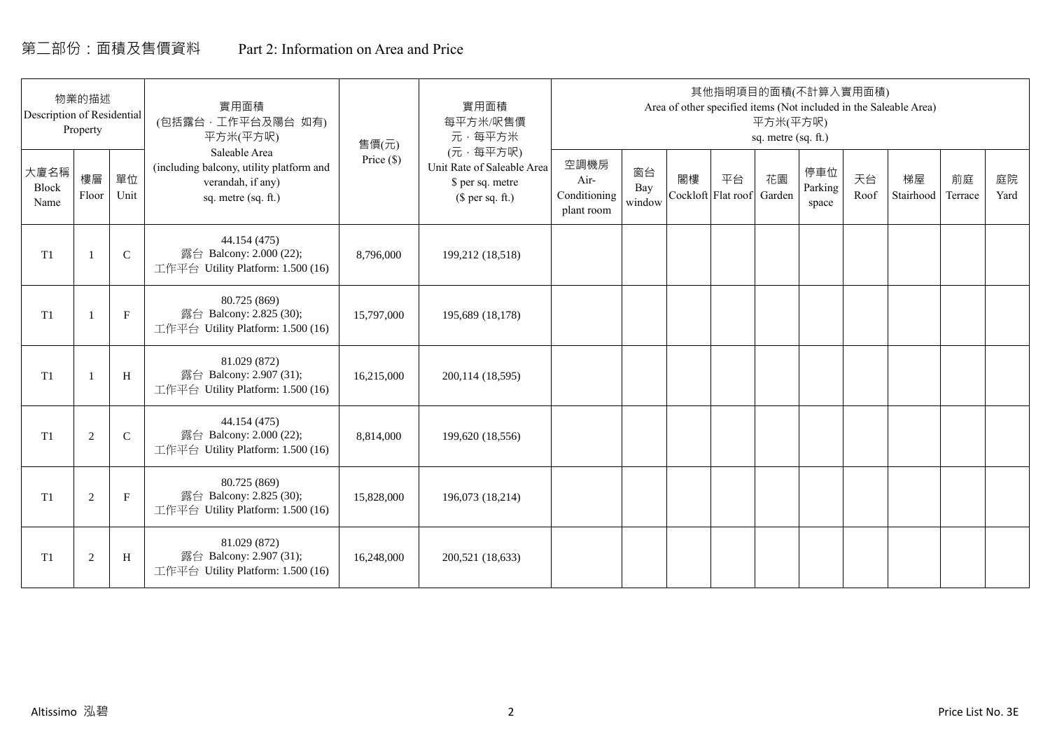# 第二部份：面積及售價資料　　Part 2: Information on Area and Price

| 物業的描述 Description of Residential Property | | | 實用面積 (包括露台，工作平台及陽台 如有) 平方米(平方呎) Saleable Area (including balcony, utility platform and verandah, if any) sq. metre (sq. ft.) | 售價(元) Price ($) | 實用面積 每平方米/呎售價 元，每平方米 (元，每平方呎) Unit Rate of Saleable Area $ per sq. metre ($ per sq. ft.) | 其他指明項目的面積(不計算入實用面積) Area of other specified items (Not included in the Saleable Area) 平方米(平方呎) sq. metre (sq. ft.) | | | | | | | | | |
|---|---|---|---|---|---|---|---|---|---|---|---|---|---|---|---|
| 大廈名稱 Block Name | 樓層 Floor | 單位 Unit | | | | 空調機房 Air-Conditioning plant room | 窗台 Bay window | 閣樓 Cockloft | 平台 Flat roof | 花園 Garden | 停車位 Parking space | 天台 Roof | 梯屋 Stairhood | 前庭 Terrace | 庭院 Yard |
| T1 | 1 | C | 44.154 (475) 露台 Balcony: 2.000 (22); 工作平台 Utility Platform: 1.500 (16) | 8,796,000 | 199,212 (18,518) | | | | | | | | | | |
| T1 | 1 | F | 80.725 (869) 露台 Balcony: 2.825 (30); 工作平台 Utility Platform: 1.500 (16) | 15,797,000 | 195,689 (18,178) | | | | | | | | | | |
| T1 | 1 | H | 81.029 (872) 露台 Balcony: 2.907 (31); 工作平台 Utility Platform: 1.500 (16) | 16,215,000 | 200,114 (18,595) | | | | | | | | | | |
| T1 | 2 | C | 44.154 (475) 露台 Balcony: 2.000 (22); 工作平台 Utility Platform: 1.500 (16) | 8,814,000 | 199,620 (18,556) | | | | | | | | | | |
| T1 | 2 | F | 80.725 (869) 露台 Balcony: 2.825 (30); 工作平台 Utility Platform: 1.500 (16) | 15,828,000 | 196,073 (18,214) | | | | | | | | | | |
| T1 | 2 | H | 81.029 (872) 露台 Balcony: 2.907 (31); 工作平台 Utility Platform: 1.500 (16) | 16,248,000 | 200,521 (18,633) | | | | | | | | | | |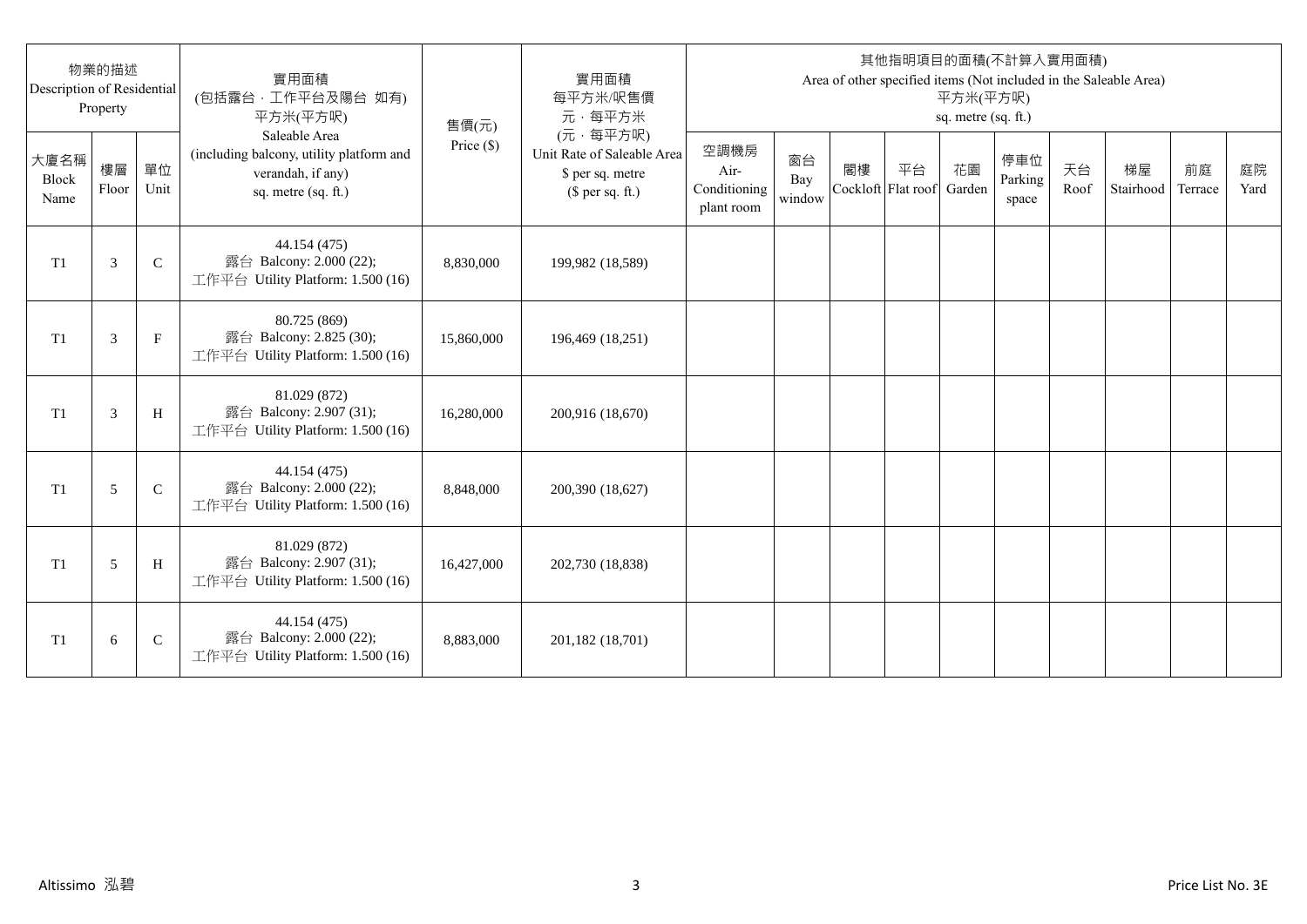| 物業的描述 Description of Residential Property | | | 實用面積 (包括露台，工作平台及陽台 如有) 平方米(平方呎) Saleable Area (including balcony, utility platform and verandah, if any) sq. metre (sq. ft.) | 售價(元) Price ($) | 實用面積 每平方米/呎售價 元，每平方米 (元，每平方呎) Unit Rate of Saleable Area $ per sq. metre ($ per sq. ft.) | 其他指明項目的面積(不計算入實用面積) Area of other specified items (Not included in the Saleable Area) 平方米(平方呎) sq. metre (sq. ft.) | | | | | | | | | |
|---|---|---|---|---|---|---|---|---|---|---|---|---|---|---|---|
| 大廈名稱 Block Name | 樓層 Floor | 單位 Unit | | | | 空調機房 Air-Conditioning plant room | 窗台 Bay window | 閣樓 Cockloft | 平台 Flat roof | 花園 Garden | 停車位 Parking space | 天台 Roof | 梯屋 Stairhood | 前庭 Terrace | 庭院 Yard |
| T1 | 3 | C | 44.154 (475) 露台 Balcony: 2.000 (22); 工作平台 Utility Platform: 1.500 (16) | 8,830,000 | 199,982 (18,589) | | | | | | | | | | |
| T1 | 3 | F | 80.725 (869) 露台 Balcony: 2.825 (30); 工作平台 Utility Platform: 1.500 (16) | 15,860,000 | 196,469 (18,251) | | | | | | | | | | |
| T1 | 3 | H | 81.029 (872) 露台 Balcony: 2.907 (31); 工作平台 Utility Platform: 1.500 (16) | 16,280,000 | 200,916 (18,670) | | | | | | | | | | |
| T1 | 5 | C | 44.154 (475) 露台 Balcony: 2.000 (22); 工作平台 Utility Platform: 1.500 (16) | 8,848,000 | 200,390 (18,627) | | | | | | | | | | |
| T1 | 5 | H | 81.029 (872) 露台 Balcony: 2.907 (31); 工作平台 Utility Platform: 1.500 (16) | 16,427,000 | 202,730 (18,838) | | | | | | | | | | |
| T1 | 6 | C | 44.154 (475) 露台 Balcony: 2.000 (22); 工作平台 Utility Platform: 1.500 (16) | 8,883,000 | 201,182 (18,701) | | | | | | | | | | |

Altissimo 泓碧

Price List No. 3E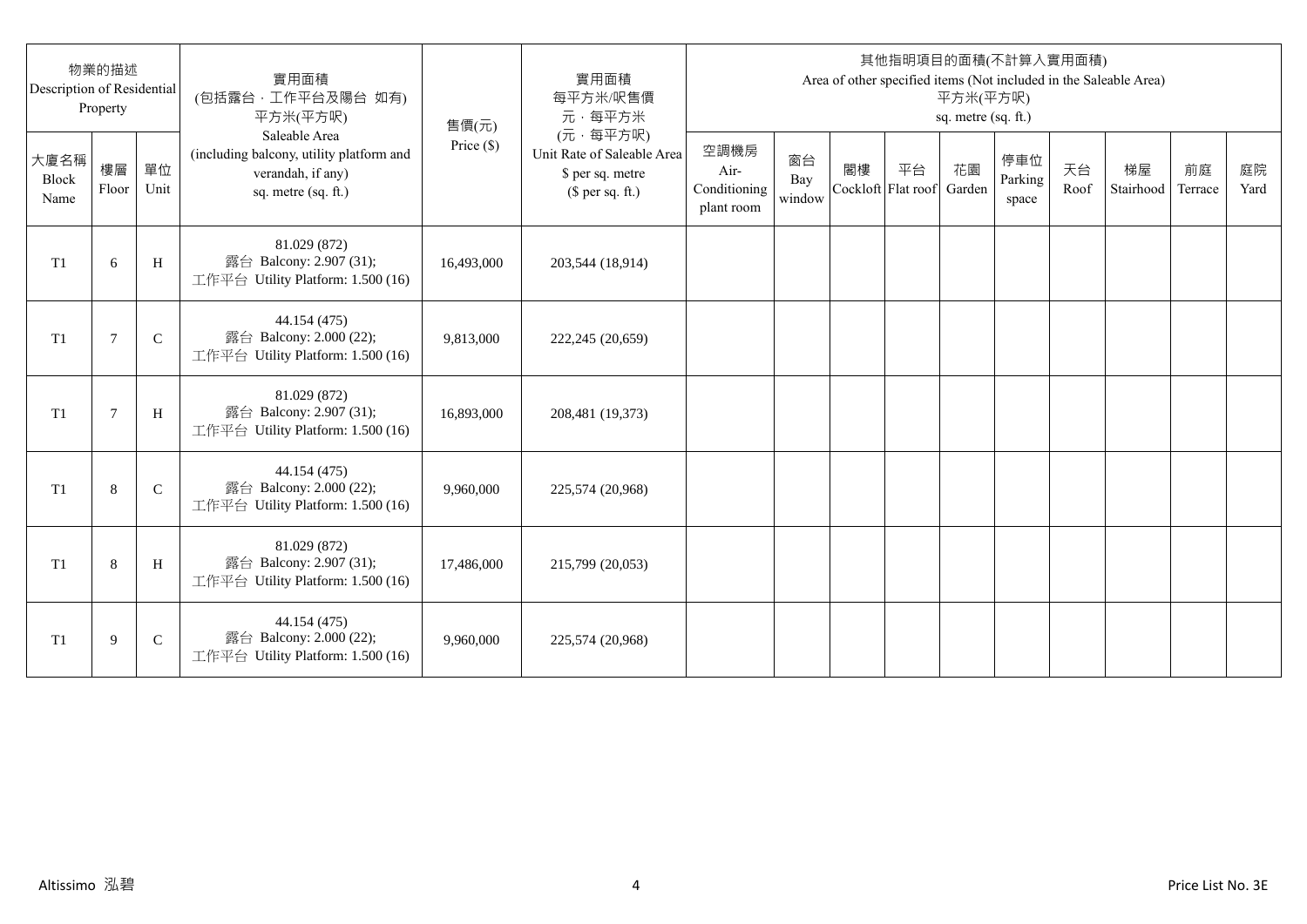| 物業的描述 Description of Residential Property | | | 實用面積 (包括露台，工作平台及陽台 如有) 平方米(平方呎) Saleable Area (including balcony, utility platform and verandah, if any) sq. metre (sq. ft.) | 售價(元) Price ($) | 實用面積 每平方米/呎售價 元，每平方米 (元，每平方呎) Unit Rate of Saleable Area $ per sq. metre ($ per sq. ft.) | 其他指明項目的面積(不計算入實用面積) Area of other specified items (Not included in the Saleable Area) 平方米(平方呎) sq. metre (sq. ft.) | | | | | | | | | |
|---|---|---|---|---|---|---|---|---|---|---|---|---|---|---|---|
| 大廈名稱 Block Name | 樓層 Floor | 單位 Unit | | | | 空調機房 Air-Conditioning plant room | 窗台 Bay window | 閣樓 Cockloft | 平台 Flat roof | 花園 Garden | 停車位 Parking space | 天台 Roof | 梯屋 Stairhood | 前庭 Terrace | 庭院 Yard |
| T1 | 6 | H | 81.029 (872) 露台 Balcony: 2.907 (31); 工作平台 Utility Platform: 1.500 (16) | 16,493,000 | 203,544 (18,914) | | | | | | | | | | |
| T1 | 7 | C | 44.154 (475) 露台 Balcony: 2.000 (22); 工作平台 Utility Platform: 1.500 (16) | 9,813,000 | 222,245 (20,659) | | | | | | | | | | |
| T1 | 7 | H | 81.029 (872) 露台 Balcony: 2.907 (31); 工作平台 Utility Platform: 1.500 (16) | 16,893,000 | 208,481 (19,373) | | | | | | | | | | |
| T1 | 8 | C | 44.154 (475) 露台 Balcony: 2.000 (22); 工作平台 Utility Platform: 1.500 (16) | 9,960,000 | 225,574 (20,968) | | | | | | | | | | |
| T1 | 8 | H | 81.029 (872) 露台 Balcony: 2.907 (31); 工作平台 Utility Platform: 1.500 (16) | 17,486,000 | 215,799 (20,053) | | | | | | | | | | |
| T1 | 9 | C | 44.154 (475) 露台 Balcony: 2.000 (22); 工作平台 Utility Platform: 1.500 (16) | 9,960,000 | 225,574 (20,968) | | | | | | | | | | |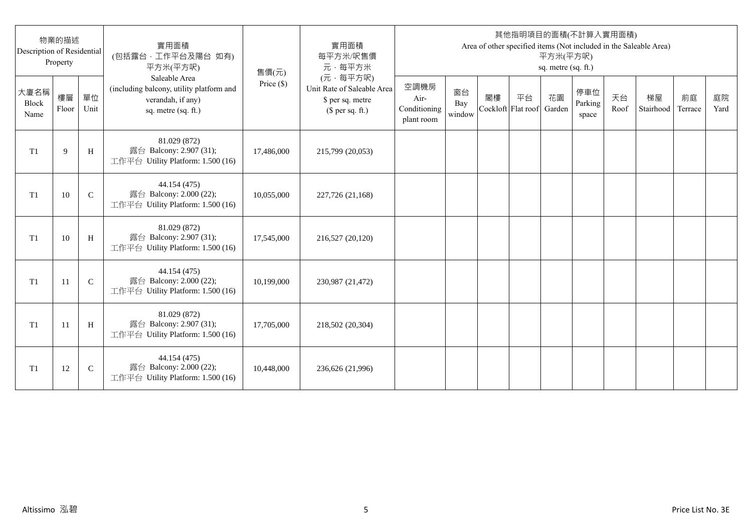| 物業的描述 Description of Residential Property | | | 實用面積 (包括露台，工作平台及陽台 如有) 平方米(平方呎) Saleable Area (including balcony, utility platform and verandah, if any) sq. metre (sq. ft.) | 售價(元) Price ($) | 實用面積 每平方米/呎售價 元，每平方米 (元，每平方呎) Unit Rate of Saleable Area $ per sq. metre ($ per sq. ft.) | 其他指明項目的面積(不計算入實用面積) Area of other specified items (Not included in the Saleable Area) 平方米(平方呎) sq. metre (sq. ft.) | | | | | | | | | |
|---|---|---|---|---|---|---|---|---|---|---|---|---|---|---|---|
| 大廈名稱 Block Name | 樓層 Floor | 單位 Unit | | | | 空調機房 Air-Conditioning plant room | 窗台 Bay window | 閣樓 Cockloft | 平台 Flat roof | 花園 Garden | 停車位 Parking space | 天台 Roof | 梯屋 Stairhood | 前庭 Terrace | 庭院 Yard |
| T1 | 9 | H | 81.029 (872) 露台 Balcony: 2.907 (31); 工作平台 Utility Platform: 1.500 (16) | 17,486,000 | 215,799 (20,053) | | | | | | | | | | |
| T1 | 10 | C | 44.154 (475) 露台 Balcony: 2.000 (22); 工作平台 Utility Platform: 1.500 (16) | 10,055,000 | 227,726 (21,168) | | | | | | | | | | |
| T1 | 10 | H | 81.029 (872) 露台 Balcony: 2.907 (31); 工作平台 Utility Platform: 1.500 (16) | 17,545,000 | 216,527 (20,120) | | | | | | | | | | |
| T1 | 11 | C | 44.154 (475) 露台 Balcony: 2.000 (22); 工作平台 Utility Platform: 1.500 (16) | 10,199,000 | 230,987 (21,472) | | | | | | | | | | |
| T1 | 11 | H | 81.029 (872) 露台 Balcony: 2.907 (31); 工作平台 Utility Platform: 1.500 (16) | 17,705,000 | 218,502 (20,304) | | | | | | | | | | |
| T1 | 12 | C | 44.154 (475) 露台 Balcony: 2.000 (22); 工作平台 Utility Platform: 1.500 (16) | 10,448,000 | 236,626 (21,996) | | | | | | | | | | |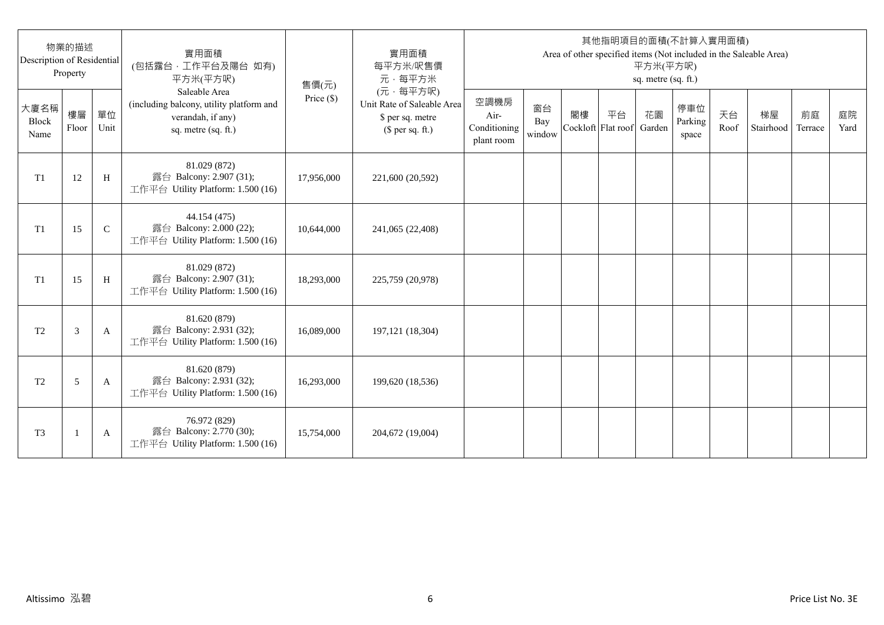| 物業的描述 Description of Residential Property | | | 實用面積 (包括露台，工作平台及陽台 如有) 平方米(平方呎) Saleable Area (including balcony, utility platform and verandah, if any) sq. metre (sq. ft.) | 售價(元) Price ($) | 實用面積 每平方米/呎售價 元，每平方米 (元，每平方呎) Unit Rate of Saleable Area $ per sq. metre ($ per sq. ft.) | 其他指明項目的面積(不計算入實用面積) Area of other specified items (Not included in the Saleable Area) 平方米(平方呎) sq. metre (sq. ft.) | | | | | | | | | |
|---|---|---|---|---|---|---|---|---|---|---|---|---|---|---|---|
| 大廈名稱 Block Name | 樓層 Floor | 單位 Unit | | | | 空調機房 Air-Conditioning plant room | 窗台 Bay window | 閣樓 Cockloft | 平台 Flat roof | 花園 Garden | 停車位 Parking space | 天台 Roof | 梯屋 Stairhood | 前庭 Terrace | 庭院 Yard |
| T1 | 12 | H | 81.029 (872) 露台 Balcony: 2.907 (31); 工作平台 Utility Platform: 1.500 (16) | 17,956,000 | 221,600 (20,592) | | | | | | | | | | |
| T1 | 15 | C | 44.154 (475) 露台 Balcony: 2.000 (22); 工作平台 Utility Platform: 1.500 (16) | 10,644,000 | 241,065 (22,408) | | | | | | | | | | |
| T1 | 15 | H | 81.029 (872) 露台 Balcony: 2.907 (31); 工作平台 Utility Platform: 1.500 (16) | 18,293,000 | 225,759 (20,978) | | | | | | | | | | |
| T2 | 3 | A | 81.620 (879) 露台 Balcony: 2.931 (32); 工作平台 Utility Platform: 1.500 (16) | 16,089,000 | 197,121 (18,304) | | | | | | | | | | |
| T2 | 5 | A | 81.620 (879) 露台 Balcony: 2.931 (32); 工作平台 Utility Platform: 1.500 (16) | 16,293,000 | 199,620 (18,536) | | | | | | | | | | |
| T3 | 1 | A | 76.972 (829) 露台 Balcony: 2.770 (30); 工作平台 Utility Platform: 1.500 (16) | 15,754,000 | 204,672 (19,004) | | | | | | | | | | |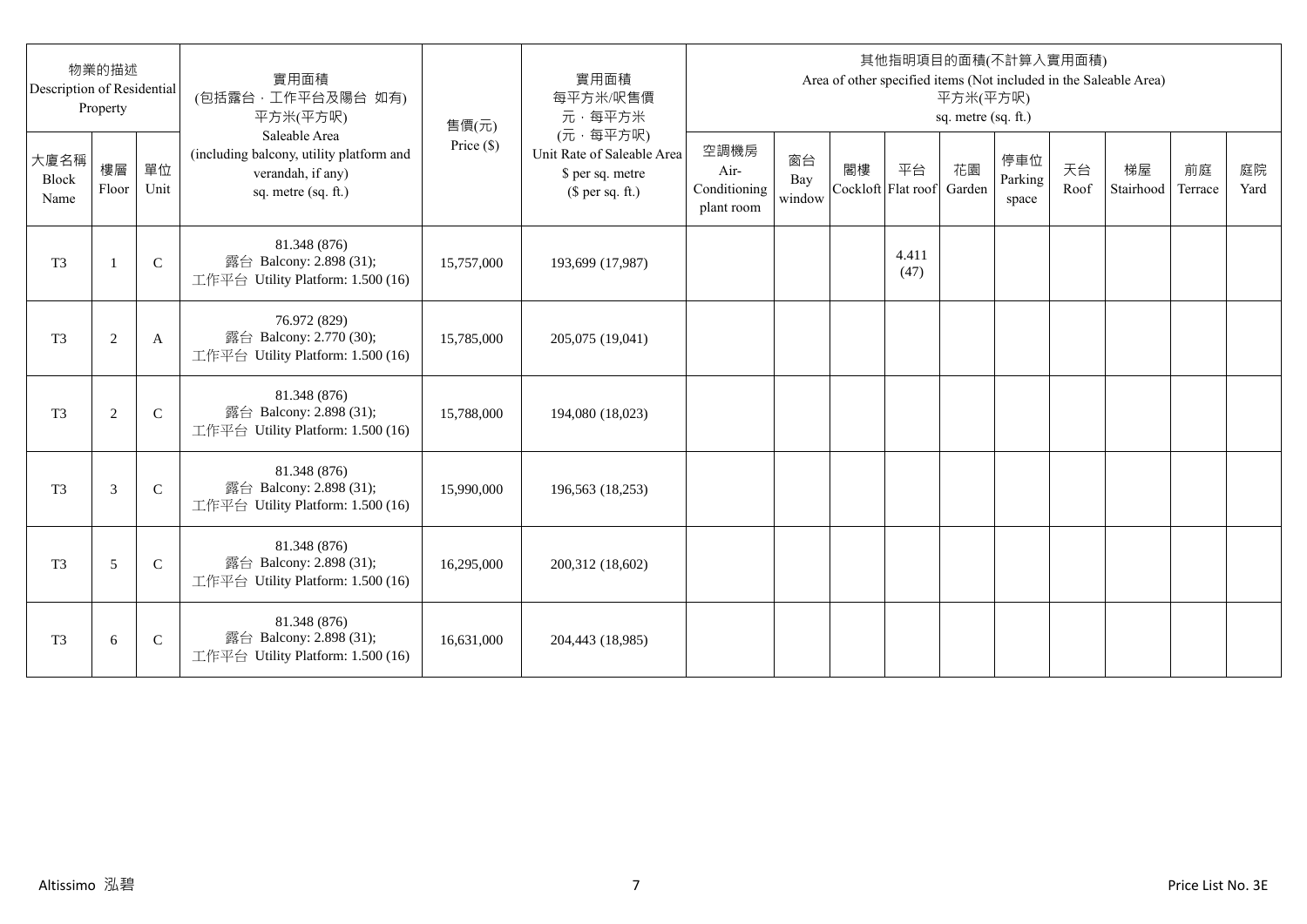| 物業的描述 Description of Residential Property | | | 實用面積 (包括露台，工作平台及陽台 如有) 平方米(平方呎) Saleable Area (including balcony, utility platform and verandah, if any) sq. metre (sq. ft.) | 售價(元) Price ($) | 實用面積 每平方米/呎售價 元，每平方米 (元，每平方呎) Unit Rate of Saleable Area $ per sq. metre ($ per sq. ft.) | 其他指明項目的面積(不計算入實用面積) Area of other specified items (Not included in the Saleable Area) 平方米(平方呎) sq. metre (sq. ft.) | | | | | | | | | |
|---|---|---|---|---|---|---|---|---|---|---|---|---|---|---|---|
| 大廈名稱 Block Name | 樓層 Floor | 單位 Unit | | | | 空調機房 Air-Conditioning plant room | 窗台 Bay window | 閣樓 Cockloft | 平台 Flat roof | 花園 Garden | 停車位 Parking space | 天台 Roof | 梯屋 Stairhood | 前庭 Terrace | 庭院 Yard |
| T3 | 1 | C | 81.348 (876) 露台 Balcony: 2.898 (31); 工作平台 Utility Platform: 1.500 (16) | 15,757,000 | 193,699 (17,987) | | | | 4.411 (47) | | | | | | |
| T3 | 2 | A | 76.972 (829) 露台 Balcony: 2.770 (30); 工作平台 Utility Platform: 1.500 (16) | 15,785,000 | 205,075 (19,041) | | | | | | | | | | |
| T3 | 2 | C | 81.348 (876) 露台 Balcony: 2.898 (31); 工作平台 Utility Platform: 1.500 (16) | 15,788,000 | 194,080 (18,023) | | | | | | | | | | |
| T3 | 3 | C | 81.348 (876) 露台 Balcony: 2.898 (31); 工作平台 Utility Platform: 1.500 (16) | 15,990,000 | 196,563 (18,253) | | | | | | | | | | |
| T3 | 5 | C | 81.348 (876) 露台 Balcony: 2.898 (31); 工作平台 Utility Platform: 1.500 (16) | 16,295,000 | 200,312 (18,602) | | | | | | | | | | |
| T3 | 6 | C | 81.348 (876) 露台 Balcony: 2.898 (31); 工作平台 Utility Platform: 1.500 (16) | 16,631,000 | 204,443 (18,985) | | | | | | | | | | |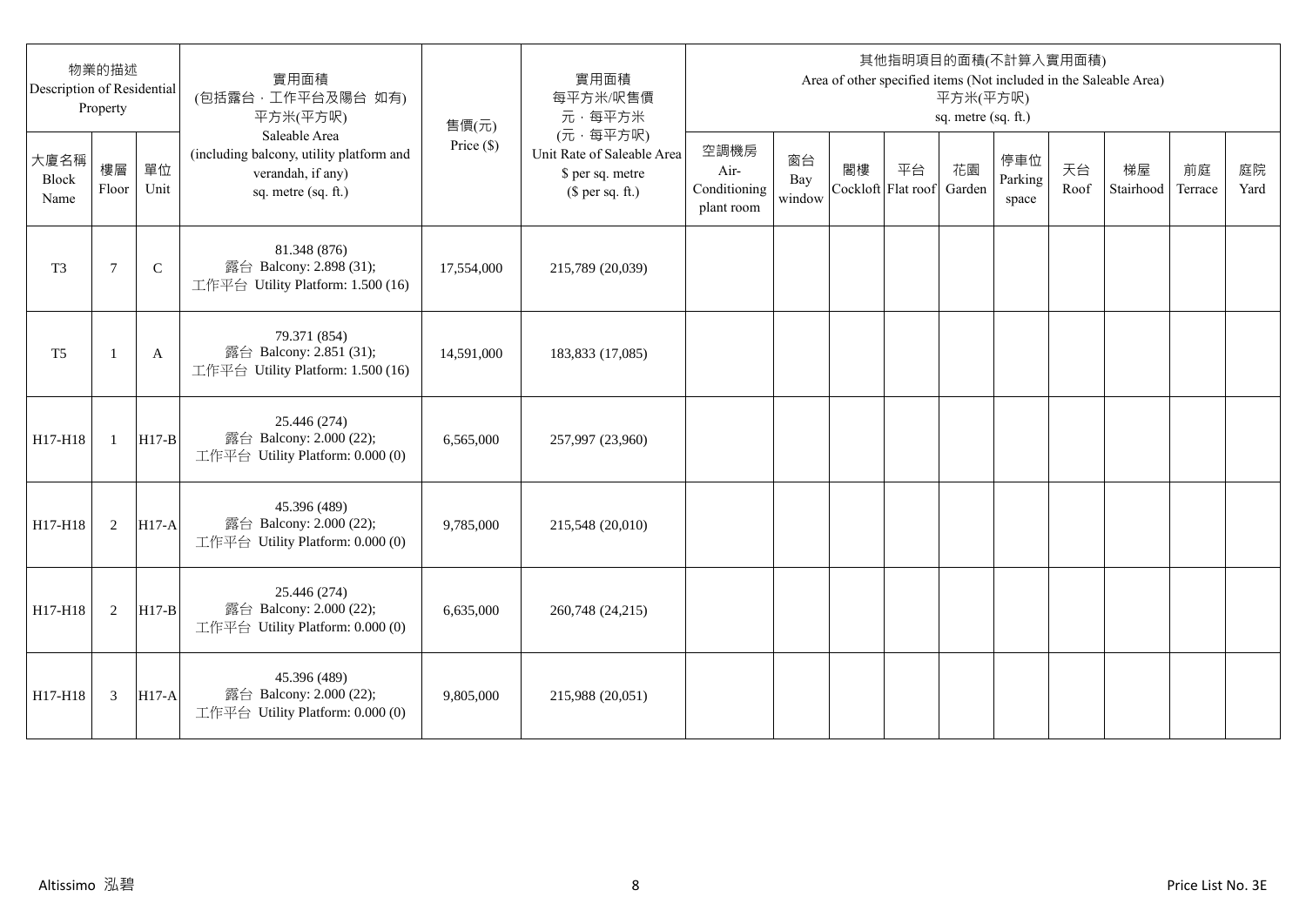| 物業的描述 Description of Residential Property | | | 實用面積 (包括露台．工作平台及陽台 如有) 平方米(平方呎) Saleable Area (including balcony, utility platform and verandah, if any) sq. metre (sq. ft.) | 售價(元) Price ($) | 實用面積 每平方米/呎售價 元．每平方米 (元．每平方呎) Unit Rate of Saleable Area $ per sq. metre ($ per sq. ft.) | 其他指明項目的面積(不計算入實用面積) Area of other specified items (Not included in the Saleable Area) 平方米(平方呎) sq. metre (sq. ft.) | | | | | | | | | |
|---|---|---|---|---|---|---|---|---|---|---|---|---|---|---|---|
| 大廈名稱 Block Name | 樓層 Floor | 單位 Unit | | | | 空調機房 Air-Conditioning plant room | 窗台 Bay window | 閣樓 Cockloft | 平台 Flat roof | 花園 Garden | 停車位 Parking space | 天台 Roof | 梯屋 Stairhood | 前庭 Terrace | 庭院 Yard |
| T3 | 7 | C | 81.348 (876) 露台 Balcony: 2.898 (31); 工作平台 Utility Platform: 1.500 (16) | 17,554,000 | 215,789 (20,039) | | | | | | | | | | |
| T5 | 1 | A | 79.371 (854) 露台 Balcony: 2.851 (31); 工作平台 Utility Platform: 1.500 (16) | 14,591,000 | 183,833 (17,085) | | | | | | | | | | |
| H17-H18 | 1 | H17-B | 25.446 (274) 露台 Balcony: 2.000 (22); 工作平台 Utility Platform: 0.000 (0) | 6,565,000 | 257,997 (23,960) | | | | | | | | | | |
| H17-H18 | 2 | H17-A | 45.396 (489) 露台 Balcony: 2.000 (22); 工作平台 Utility Platform: 0.000 (0) | 9,785,000 | 215,548 (20,010) | | | | | | | | | | |
| H17-H18 | 2 | H17-B | 25.446 (274) 露台 Balcony: 2.000 (22); 工作平台 Utility Platform: 0.000 (0) | 6,635,000 | 260,748 (24,215) | | | | | | | | | | |
| H17-H18 | 3 | H17-A | 45.396 (489) 露台 Balcony: 2.000 (22); 工作平台 Utility Platform: 0.000 (0) | 9,805,000 | 215,988 (20,051) | | | | | | | | | | |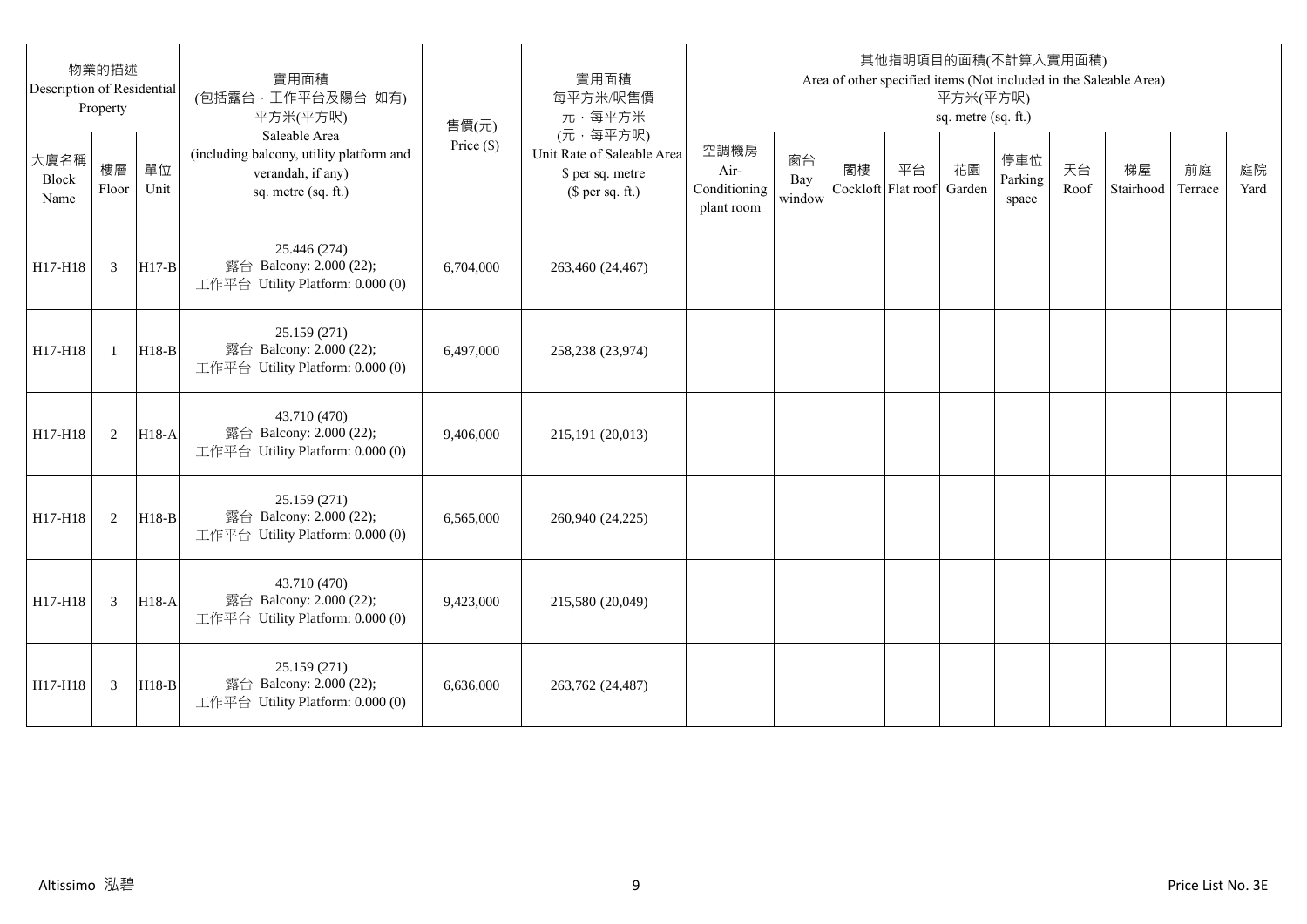| 物業的描述 Description of Residential Property | | | 實用面積 (包括露台，工作平台及陽台 如有) 平方米(平方呎) Saleable Area (including balcony, utility platform and verandah, if any) sq. metre (sq. ft.) | 售價(元) Price ($) | 實用面積 每平方米/呎售價 元，每平方米 (元，每平方呎) Unit Rate of Saleable Area $ per sq. metre ($ per sq. ft.) | 其他指明項目的面積(不計算入實用面積) Area of other specified items (Not included in the Saleable Area) 平方米(平方呎) sq. metre (sq. ft.) | | | | | | | | | |
|---|---|---|---|---|---|---|---|---|---|---|---|---|---|---|---|
| 大廈名稱 Block Name | 樓層 Floor | 單位 Unit | | | | 空調機房 Air-Conditioning plant room | 窗台 Bay window | 閣樓 Cockloft | 平台 Flat roof | 花園 Garden | 停車位 Parking space | 天台 Roof | 梯屋 Stairhood | 前庭 Terrace | 庭院 Yard |
| H17-H18 | 3 | H17-B | 25.446 (274) 露台 Balcony: 2.000 (22); 工作平台 Utility Platform: 0.000 (0) | 6,704,000 | 263,460 (24,467) | | | | | | | | | | |
| H17-H18 | 1 | H18-B | 25.159 (271) 露台 Balcony: 2.000 (22); 工作平台 Utility Platform: 0.000 (0) | 6,497,000 | 258,238 (23,974) | | | | | | | | | | |
| H17-H18 | 2 | H18-A | 43.710 (470) 露台 Balcony: 2.000 (22); 工作平台 Utility Platform: 0.000 (0) | 9,406,000 | 215,191 (20,013) | | | | | | | | | | |
| H17-H18 | 2 | H18-B | 25.159 (271) 露台 Balcony: 2.000 (22); 工作平台 Utility Platform: 0.000 (0) | 6,565,000 | 260,940 (24,225) | | | | | | | | | | |
| H17-H18 | 3 | H18-A | 43.710 (470) 露台 Balcony: 2.000 (22); 工作平台 Utility Platform: 0.000 (0) | 9,423,000 | 215,580 (20,049) | | | | | | | | | | |
| H17-H18 | 3 | H18-B | 25.159 (271) 露台 Balcony: 2.000 (22); 工作平台 Utility Platform: 0.000 (0) | 6,636,000 | 263,762 (24,487) | | | | | | | | | | |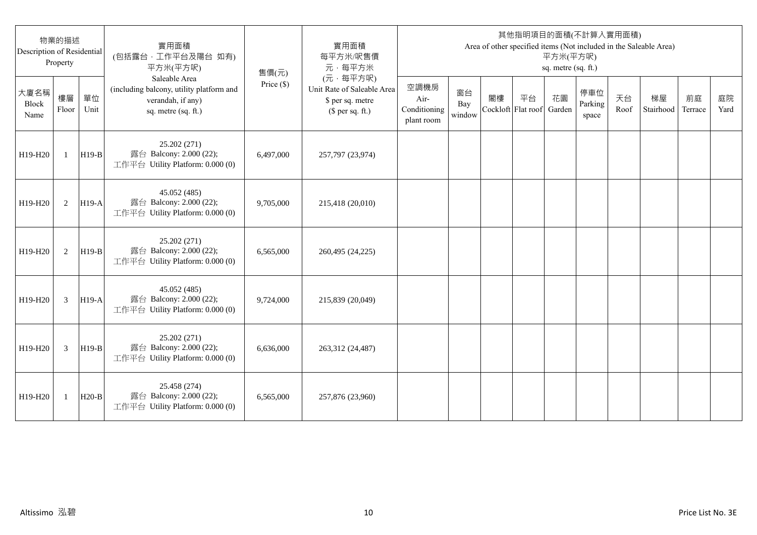| 物業的描述 Description of Residential Property | | | 實用面積 (包括露台，工作平台及陽台 如有) 平方米(平方呎) Saleable Area (including balcony, utility platform and verandah, if any) sq. metre (sq. ft.) | 售價(元) Price ($) | 實用面積 每平方米/呎售價 元，每平方米 (元，每平方呎) Unit Rate of Saleable Area $ per sq. metre ($ per sq. ft.) | 其他指明項目的面積(不計算入實用面積) Area of other specified items (Not included in the Saleable Area) 平方米(平方呎) sq. metre (sq. ft.) | | | | | | | | | |
|---|---|---|---|---|---|---|---|---|---|---|---|---|---|---|---|
| 大廈名稱 Block Name | 樓層 Floor | 單位 Unit | | | | 空調機房 Air-Conditioning plant room | 窗台 Bay window | 閣樓 Cockloft | 平台 Flat roof | 花園 Garden | 停車位 Parking space | 天台 Roof | 梯屋 Stairhood | 前庭 Terrace | 庭院 Yard |
| H19-H20 | 1 | H19-B | 25.202 (271) 露台 Balcony: 2.000 (22); 工作平台 Utility Platform: 0.000 (0) | 6,497,000 | 257,797 (23,974) | | | | | | | | | | |
| H19-H20 | 2 | H19-A | 45.052 (485) 露台 Balcony: 2.000 (22); 工作平台 Utility Platform: 0.000 (0) | 9,705,000 | 215,418 (20,010) | | | | | | | | | | |
| H19-H20 | 2 | H19-B | 25.202 (271) 露台 Balcony: 2.000 (22); 工作平台 Utility Platform: 0.000 (0) | 6,565,000 | 260,495 (24,225) | | | | | | | | | | |
| H19-H20 | 3 | H19-A | 45.052 (485) 露台 Balcony: 2.000 (22); 工作平台 Utility Platform: 0.000 (0) | 9,724,000 | 215,839 (20,049) | | | | | | | | | | |
| H19-H20 | 3 | H19-B | 25.202 (271) 露台 Balcony: 2.000 (22); 工作平台 Utility Platform: 0.000 (0) | 6,636,000 | 263,312 (24,487) | | | | | | | | | | |
| H19-H20 | 1 | H20-B | 25.458 (274) 露台 Balcony: 2.000 (22); 工作平台 Utility Platform: 0.000 (0) | 6,565,000 | 257,876 (23,960) | | | | | | | | | | |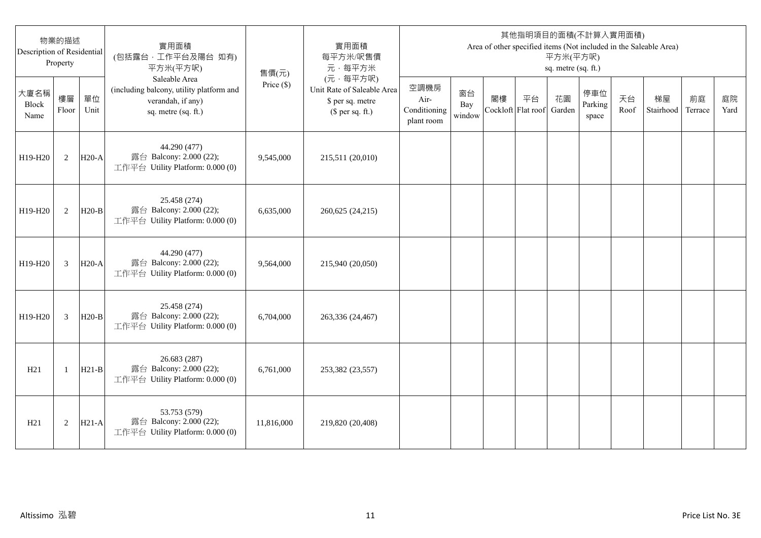| 物業的描述 Description of Residential Property | | | 實用面積 (包括露台．工作平台及陽台 如有) 平方米(平方呎) Saleable Area (including balcony, utility platform and verandah, if any) sq. metre (sq. ft.) | 售價(元) Price ($) | 實用面積 每平方米/呎售價 元．每平方米 (元．每平方呎) Unit Rate of Saleable Area $ per sq. metre ($ per sq. ft.) | 其他指明項目的面積(不計算入實用面積) Area of other specified items (Not included in the Saleable Area) 平方米(平方呎) sq. metre (sq. ft.) | | | | | | | | | |
|---|---|---|---|---|---|---|---|---|---|---|---|---|---|---|---|
| 大廈名稱 Block Name | 樓層 Floor | 單位 Unit | | | | 空調機房 Air-Conditioning plant room | 窗台 Bay window | 閣樓 Cockloft | 平台 Flat roof | 花園 Garden | 停車位 Parking space | 天台 Roof | 梯屋 Stairhood | 前庭 Terrace | 庭院 Yard |
| H19-H20 | 2 | H20-A | 44.290 (477) 露台 Balcony: 2.000 (22); 工作平台 Utility Platform: 0.000 (0) | 9,545,000 | 215,511 (20,010) | | | | | | | | | | |
| H19-H20 | 2 | H20-B | 25.458 (274) 露台 Balcony: 2.000 (22); 工作平台 Utility Platform: 0.000 (0) | 6,635,000 | 260,625 (24,215) | | | | | | | | | | |
| H19-H20 | 3 | H20-A | 44.290 (477) 露台 Balcony: 2.000 (22); 工作平台 Utility Platform: 0.000 (0) | 9,564,000 | 215,940 (20,050) | | | | | | | | | | |
| H19-H20 | 3 | H20-B | 25.458 (274) 露台 Balcony: 2.000 (22); 工作平台 Utility Platform: 0.000 (0) | 6,704,000 | 263,336 (24,467) | | | | | | | | | | |
| H21 | 1 | H21-B | 26.683 (287) 露台 Balcony: 2.000 (22); 工作平台 Utility Platform: 0.000 (0) | 6,761,000 | 253,382 (23,557) | | | | | | | | | | |
| H21 | 2 | H21-A | 53.753 (579) 露台 Balcony: 2.000 (22); 工作平台 Utility Platform: 0.000 (0) | 11,816,000 | 219,820 (20,408) | | | | | | | | | | |

Altissimo 泓碧 Price List No. 3E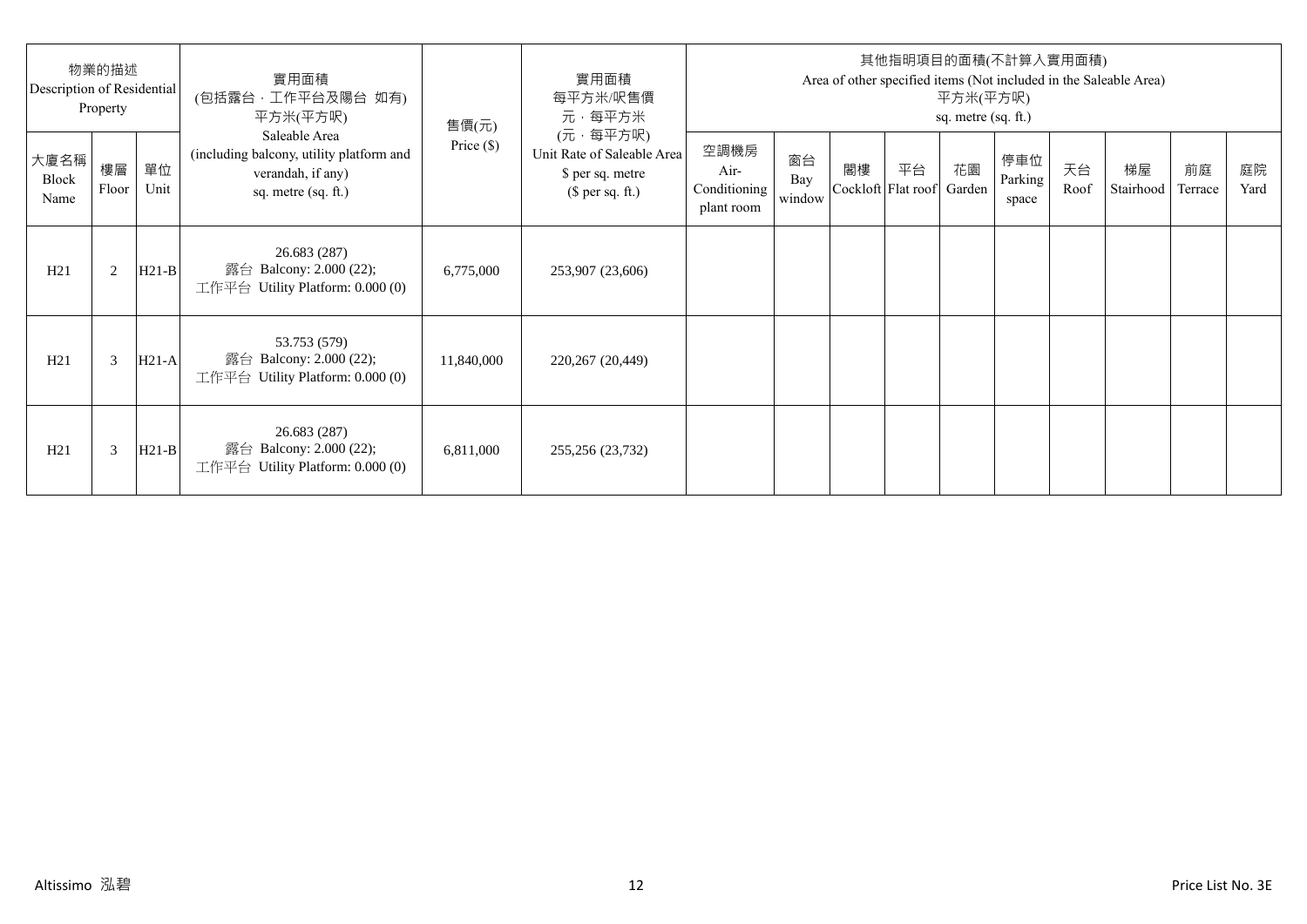| 物業的描述 Description of Residential Property | | | 實用面積 (包括露台，工作平台及陽台 如有) 平方米(平方呎) Saleable Area (including balcony, utility platform and verandah, if any) sq. metre (sq. ft.) | 售價(元) Price ($) | 實用面積 每平方米/呎售價 元，每平方米 (元，每平方呎) Unit Rate of Saleable Area $ per sq. metre ($ per sq. ft.) | 其他指明項目的面積(不計算入實用面積) Area of other specified items (Not included in the Saleable Area) 平方米(平方呎) sq. metre (sq. ft.) | | | | | | | | | |
|---|---|---|---|---|---|---|---|---|---|---|---|---|---|---|---|
| 大廈名稱 Block Name | 樓層 Floor | 單位 Unit | | | | 空調機房 Air-Conditioning plant room | 窗台 Bay window | 閣樓 Cockloft | 平台 Flat roof | 花園 Garden | 停車位 Parking space | 天台 Roof | 梯屋 Stairhood | 前庭 Terrace | 庭院 Yard |
| H21 | 2 | H21-B | 26.683 (287) 露台 Balcony: 2.000 (22); 工作平台 Utility Platform: 0.000 (0) | 6,775,000 | 253,907 (23,606) | | | | | | | | | | |
| H21 | 3 | H21-A | 53.753 (579) 露台 Balcony: 2.000 (22); 工作平台 Utility Platform: 0.000 (0) | 11,840,000 | 220,267 (20,449) | | | | | | | | | | |
| H21 | 3 | H21-B | 26.683 (287) 露台 Balcony: 2.000 (22); 工作平台 Utility Platform: 0.000 (0) | 6,811,000 | 255,256 (23,732) | | | | | | | | | | |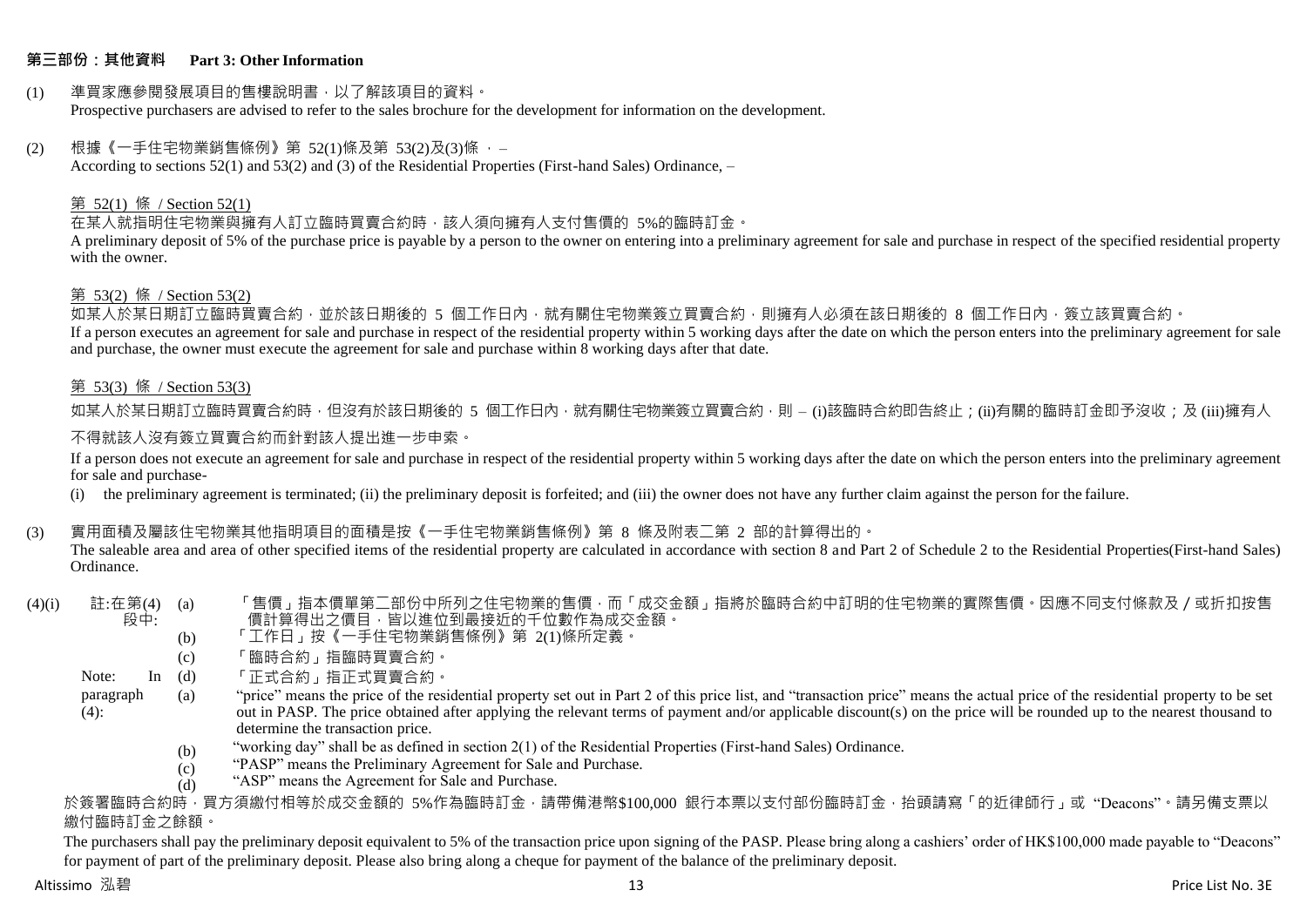## 第三部份：其他資料 Part 3: Other Information

(1) 準買家應參閱發展項目的售樓說明書，以了解該項目的資料。
Prospective purchasers are advised to refer to the sales brochure for the development for information on the development.

(2) 根據《一手住宅物業銷售條例》第 52(1)條及第 53(2)及(3)條 ， –
According to sections 52(1) and 53(2) and (3) of the Residential Properties (First-hand Sales) Ordinance, –

第 52(1) 條 / Section 52(1)

在某人就指明住宅物業與擁有人訂立臨時買賣合約時，該人須向擁有人支付售價的 5%的臨時訂金。
A preliminary deposit of 5% of the purchase price is payable by a person to the owner on entering into a preliminary agreement for sale and purchase in respect of the specified residential property with the owner.

第 53(2) 條 / Section 53(2)

如某人於某日期訂立臨時買賣合約，並於該日期後的 5 個工作日內，就有關住宅物業簽立買賣合約，則擁有人必須在該日期後的 8 個工作日內，簽立該買賣合約。
If a person executes an agreement for sale and purchase in respect of the residential property within 5 working days after the date on which the person enters into the preliminary agreement for sale and purchase, the owner must execute the agreement for sale and purchase within 8 working days after that date.

第 53(3) 條 / Section 53(3)

如某人於某日期訂立臨時買賣合約時，但沒有於該日期後的 5 個工作日內，就有關住宅物業簽立買賣合約，則 – (i)該臨時合約即告終止；(ii)有關的臨時訂金即予沒收；及 (iii)擁有人不得就該人沒有簽立買賣合約而針對該人提出進一步申索。

If a person does not execute an agreement for sale and purchase in respect of the residential property within 5 working days after the date on which the person enters into the preliminary agreement for sale and purchase-

(i) the preliminary agreement is terminated; (ii) the preliminary deposit is forfeited; and (iii) the owner does not have any further claim against the person for the failure.

(3) 實用面積及屬該住宅物業其他指明項目的面積是按《一手住宅物業銷售條例》第 8 條及附表二第 2 部的計算得出的。
The saleable area and area of other specified items of the residential property are calculated in accordance with section 8 and Part 2 of Schedule 2 to the Residential Properties(First-hand Sales) Ordinance.

(4)(i) 註:在第(4)段中:

(a) 「售價」指本價單第二部份中所列之住宅物業的售價，而「成交金額」指將於臨時合約中訂明的住宅物業的實際售價。因應不同支付條款及 / 或折扣按售價計算得出之價目，皆以進位到最接近的千位數作為成交金額。
(b) 「工作日」按《一手住宅物業銷售條例》第 2(1)條所定義。
(c) 「臨時合約」指臨時買賣合約。
(d) 「正式合約」指正式買賣合約。

Note: In paragraph (4):

(a) "price" means the price of the residential property set out in Part 2 of this price list, and "transaction price" means the actual price of the residential property to be set out in PASP. The price obtained after applying the relevant terms of payment and/or applicable discount(s) on the price will be rounded up to the nearest thousand to determine the transaction price.
(b) "working day" shall be as defined in section 2(1) of the Residential Properties (First-hand Sales) Ordinance.
(c) "PASP" means the Preliminary Agreement for Sale and Purchase.
(d) "ASP" means the Agreement for Sale and Purchase.

於簽署臨時合約時，買方須繳付相等於成交金額的 5%作為臨時訂金，請帶備港幣$100,000 銀行本票以支付部份臨時訂金，抬頭請寫「的近律師行」或 "Deacons"。請另備支票以繳付臨時訂金之餘額。

The purchasers shall pay the preliminary deposit equivalent to 5% of the transaction price upon signing of the PASP. Please bring along a cashiers' order of HK$100,000 made payable to "Deacons" for payment of part of the preliminary deposit. Please also bring along a cheque for payment of the balance of the preliminary deposit.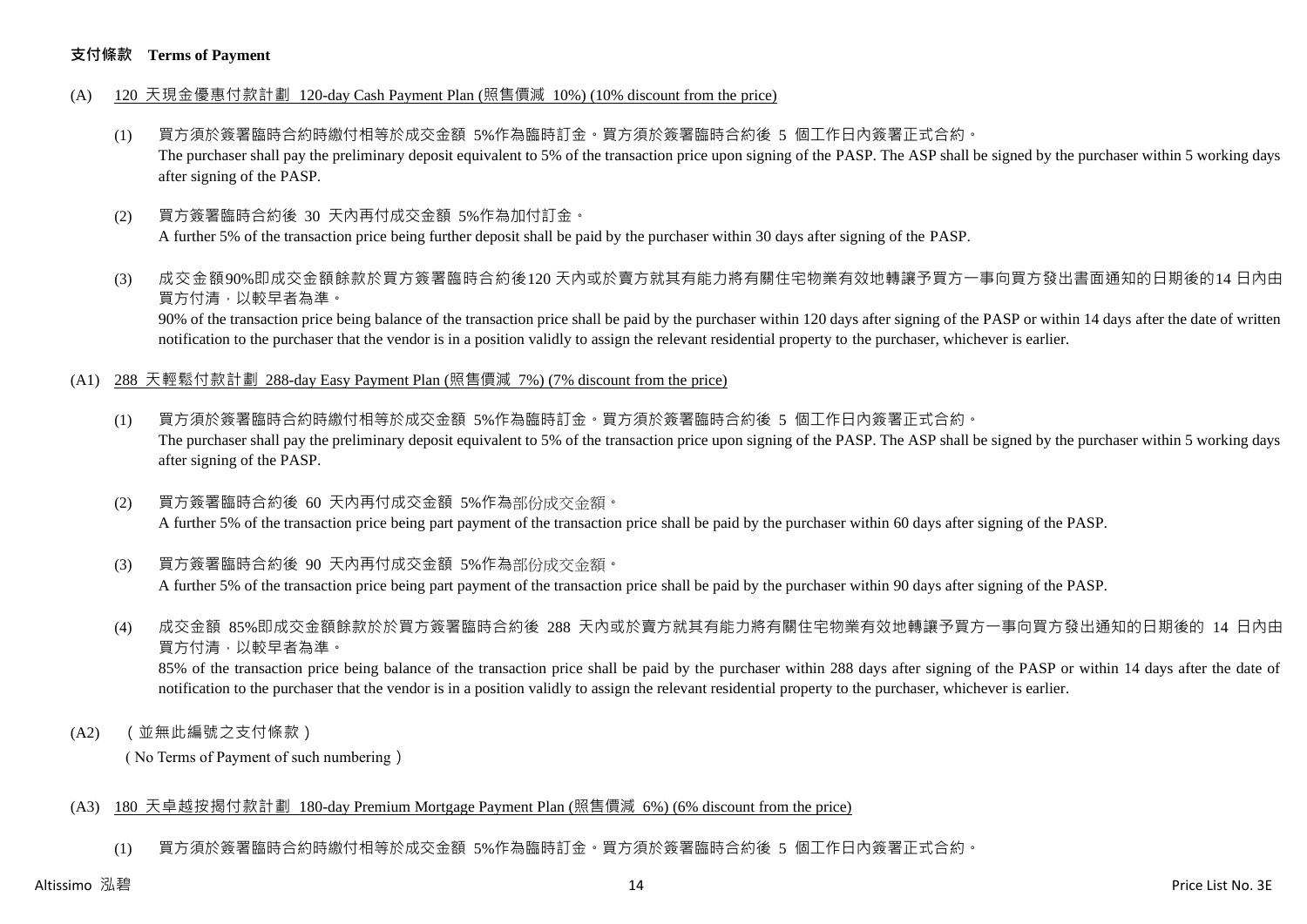**支付條款 Terms of Payment**

(A) 120 天現金優惠付款計劃 120-day Cash Payment Plan (照售價減 10%) (10% discount from the price)

(1) 買方須於簽署臨時合約時繳付相等於成交金額 5%作為臨時訂金。買方須於簽署臨時合約後 5 個工作日內簽署正式合約。
The purchaser shall pay the preliminary deposit equivalent to 5% of the transaction price upon signing of the PASP. The ASP shall be signed by the purchaser within 5 working days after signing of the PASP.

(2) 買方簽署臨時合約後 30 天內再付成交金額 5%作為加付訂金。
A further 5% of the transaction price being further deposit shall be paid by the purchaser within 30 days after signing of the PASP.

(3) 成交金額90%即成交金額餘款於買方簽署臨時合約後120 天內或於賣方就其有能力將有關住宅物業有效地轉讓予買方一事向買方發出書面通知的日期後的14 日內由買方付清，以較早者為準。
90% of the transaction price being balance of the transaction price shall be paid by the purchaser within 120 days after signing of the PASP or within 14 days after the date of written notification to the purchaser that the vendor is in a position validly to assign the relevant residential property to the purchaser, whichever is earlier.

(A1) 288 天輕鬆付款計劃 288-day Easy Payment Plan (照售價減 7%) (7% discount from the price)

(1) 買方須於簽署臨時合約時繳付相等於成交金額 5%作為臨時訂金。買方須於簽署臨時合約後 5 個工作日內簽署正式合約。
The purchaser shall pay the preliminary deposit equivalent to 5% of the transaction price upon signing of the PASP. The ASP shall be signed by the purchaser within 5 working days after signing of the PASP.

(2) 買方簽署臨時合約後 60 天內再付成交金額 5%作為部份成交金額。
A further 5% of the transaction price being part payment of the transaction price shall be paid by the purchaser within 60 days after signing of the PASP.

(3) 買方簽署臨時合約後 90 天內再付成交金額 5%作為部份成交金額。
A further 5% of the transaction price being part payment of the transaction price shall be paid by the purchaser within 90 days after signing of the PASP.

(4) 成交金額 85%即成交金額餘款於於買方簽署臨時合約後 288 天內或於賣方就其有能力將有關住宅物業有效地轉讓予買方一事向買方發出通知的日期後的 14 日內由買方付清，以較早者為準。
85% of the transaction price being balance of the transaction price shall be paid by the purchaser within 288 days after signing of the PASP or within 14 days after the date of notification to the purchaser that the vendor is in a position validly to assign the relevant residential property to the purchaser, whichever is earlier.

(A2) （並無此編號之支付條款）
( No Terms of Payment of such numbering )

(A3) 180 天卓越按揭付款計劃 180-day Premium Mortgage Payment Plan (照售價減 6%) (6% discount from the price)

(1) 買方須於簽署臨時合約時繳付相等於成交金額 5%作為臨時訂金。買方須於簽署臨時合約後 5 個工作日內簽署正式合約。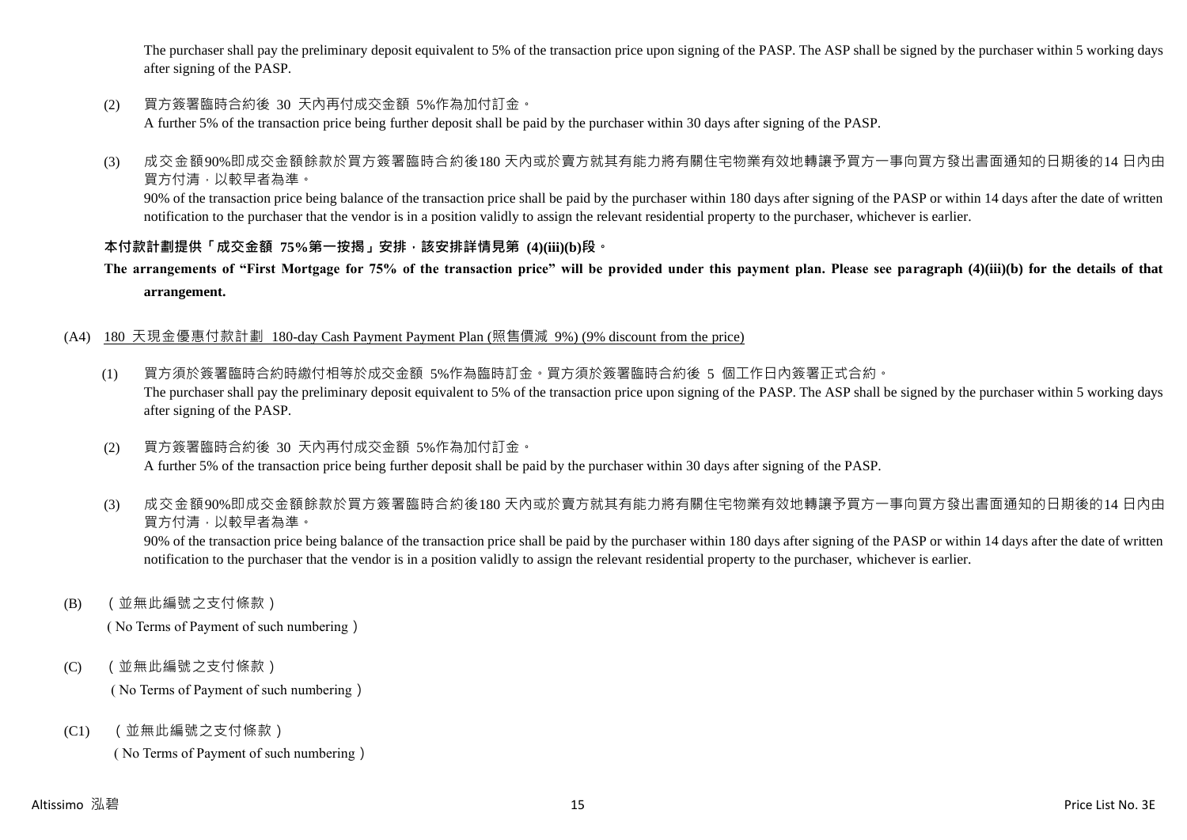The purchaser shall pay the preliminary deposit equivalent to 5% of the transaction price upon signing of the PASP. The ASP shall be signed by the purchaser within 5 working days after signing of the PASP.

(2) 買方簽署臨時合約後 30 天內再付成交金額 5%作為加付訂金。
A further 5% of the transaction price being further deposit shall be paid by the purchaser within 30 days after signing of the PASP.

(3) 成交金額90%即成交金額餘款於買方簽署臨時合約後180 天內或於賣方就其有能力將有關住宅物業有效地轉讓予買方一事向買方發出書面通知的日期後的14 日內由買方付清，以較早者為準。
90% of the transaction price being balance of the transaction price shall be paid by the purchaser within 180 days after signing of the PASP or within 14 days after the date of written notification to the purchaser that the vendor is in a position validly to assign the relevant residential property to the purchaser, whichever is earlier.

**本付款計劃提供「成交金額 75%第一按揭」安排，該安排詳情見第 (4)(iii)(b)段。**

**The arrangements of "First Mortgage for 75% of the transaction price" will be provided under this payment plan. Please see paragraph (4)(iii)(b) for the details of that arrangement.**

(A4) 180 天現金優惠付款計劃 180-day Cash Payment Payment Plan (照售價減 9%) (9% discount from the price)

(1) 買方須於簽署臨時合約時繳付相等於成交金額 5%作為臨時訂金。買方須於簽署臨時合約後 5 個工作日內簽署正式合約。
The purchaser shall pay the preliminary deposit equivalent to 5% of the transaction price upon signing of the PASP. The ASP shall be signed by the purchaser within 5 working days after signing of the PASP.

(2) 買方簽署臨時合約後 30 天內再付成交金額 5%作為加付訂金。
A further 5% of the transaction price being further deposit shall be paid by the purchaser within 30 days after signing of the PASP.

(3) 成交金額90%即成交金額餘款於買方簽署臨時合約後180 天內或於賣方就其有能力將有關住宅物業有效地轉讓予買方一事向買方發出書面通知的日期後的14 日內由買方付清，以較早者為準。
90% of the transaction price being balance of the transaction price shall be paid by the purchaser within 180 days after signing of the PASP or within 14 days after the date of written notification to the purchaser that the vendor is in a position validly to assign the relevant residential property to the purchaser, whichever is earlier.

(B) （並無此編號之支付條款）
(No Terms of Payment of such numbering)

(C) （並無此編號之支付條款）
(No Terms of Payment of such numbering)

(C1) （並無此編號之支付條款）
(No Terms of Payment of such numbering)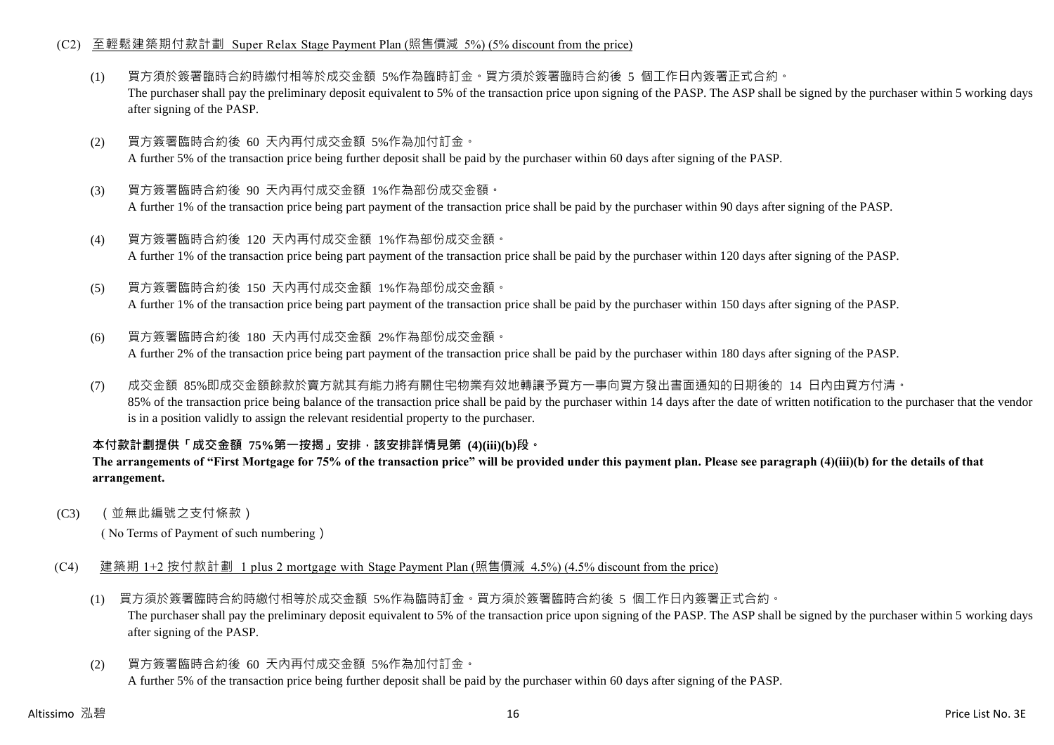(C2) 至輕鬆建築期付款計劃 Super Relax Stage Payment Plan (照售價減 5%) (5% discount from the price)

(1) 買方須於簽署臨時合約時繳付相等於成交金額 5%作為臨時訂金。買方須於簽署臨時合約後 5 個工作日內簽署正式合約。
The purchaser shall pay the preliminary deposit equivalent to 5% of the transaction price upon signing of the PASP. The ASP shall be signed by the purchaser within 5 working days after signing of the PASP.

(2) 買方簽署臨時合約後 60 天內再付成交金額 5%作為加付訂金。
A further 5% of the transaction price being further deposit shall be paid by the purchaser within 60 days after signing of the PASP.

(3) 買方簽署臨時合約後 90 天內再付成交金額 1%作為部份成交金額。
A further 1% of the transaction price being part payment of the transaction price shall be paid by the purchaser within 90 days after signing of the PASP.

(4) 買方簽署臨時合約後 120 天內再付成交金額 1%作為部份成交金額。
A further 1% of the transaction price being part payment of the transaction price shall be paid by the purchaser within 120 days after signing of the PASP.

(5) 買方簽署臨時合約後 150 天內再付成交金額 1%作為部份成交金額。
A further 1% of the transaction price being part payment of the transaction price shall be paid by the purchaser within 150 days after signing of the PASP.

(6) 買方簽署臨時合約後 180 天內再付成交金額 2%作為部份成交金額。
A further 2% of the transaction price being part payment of the transaction price shall be paid by the purchaser within 180 days after signing of the PASP.

(7) 成交金額 85%即成交金額餘款於賣方就其有能力將有關住宅物業有效地轉讓予買方一事向買方發出書面通知的日期後的 14 日內由買方付清。
85% of the transaction price being balance of the transaction price shall be paid by the purchaser within 14 days after the date of written notification to the purchaser that the vendor is in a position validly to assign the relevant residential property to the purchaser.

**本付款計劃提供「成交金額 75%第一按揭」安排，該安排詳情見第 (4)(iii)(b)段。**
**The arrangements of "First Mortgage for 75% of the transaction price" will be provided under this payment plan. Please see paragraph (4)(iii)(b) for the details of that arrangement.**

(C3) （並無此編號之支付條款）
( No Terms of Payment of such numbering )

(C4) 建築期 1+2 按付款計劃 1 plus 2 mortgage with Stage Payment Plan (照售價減 4.5%) (4.5% discount from the price)

(1) 買方須於簽署臨時合約時繳付相等於成交金額 5%作為臨時訂金。買方須於簽署臨時合約後 5 個工作日內簽署正式合約。
The purchaser shall pay the preliminary deposit equivalent to 5% of the transaction price upon signing of the PASP. The ASP shall be signed by the purchaser within 5 working days after signing of the PASP.

(2) 買方簽署臨時合約後 60 天內再付成交金額 5%作為加付訂金。
A further 5% of the transaction price being further deposit shall be paid by the purchaser within 60 days after signing of the PASP.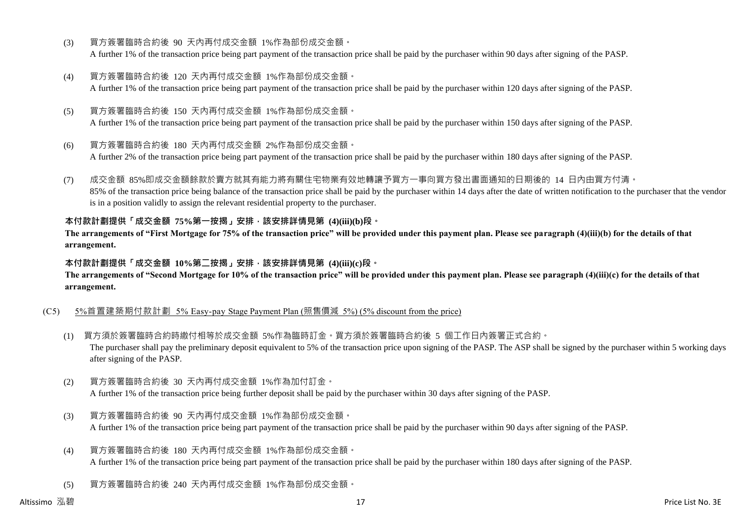(3) 買方簽署臨時合約後 90 天內再付成交金額 1%作為部份成交金額。
A further 1% of the transaction price being part payment of the transaction price shall be paid by the purchaser within 90 days after signing of the PASP.

(4) 買方簽署臨時合約後 120 天內再付成交金額 1%作為部份成交金額。
A further 1% of the transaction price being part payment of the transaction price shall be paid by the purchaser within 120 days after signing of the PASP.

(5) 買方簽署臨時合約後 150 天內再付成交金額 1%作為部份成交金額。
A further 1% of the transaction price being part payment of the transaction price shall be paid by the purchaser within 150 days after signing of the PASP.

(6) 買方簽署臨時合約後 180 天內再付成交金額 2%作為部份成交金額。
A further 2% of the transaction price being part payment of the transaction price shall be paid by the purchaser within 180 days after signing of the PASP.

(7) 成交金額 85%即成交金額餘款於賣方就其有能力將有關住宅物業有效地轉讓予買方一事向買方發出書面通知的日期後的 14 日內由買方付清。
85% of the transaction price being balance of the transaction price shall be paid by the purchaser within 14 days after the date of written notification to the purchaser that the vendor is in a position validly to assign the relevant residential property to the purchaser.

**本付款計劃提供「成交金額 75%第一按揭」安排，該安排詳情見第 (4)(iii)(b)段。**
**The arrangements of "First Mortgage for 75% of the transaction price" will be provided under this payment plan. Please see paragraph (4)(iii)(b) for the details of that arrangement.**

**本付款計劃提供「成交金額 10%第二按揭」安排，該安排詳情見第 (4)(iii)(c)段。**
**The arrangements of "Second Mortgage for 10% of the transaction price" will be provided under this payment plan. Please see paragraph (4)(iii)(c) for the details of that arrangement.**

(C5) 5%首置建築期付款計劃 5% Easy-pay Stage Payment Plan (照售價減 5%) (5% discount from the price)

(1) 買方須於簽署臨時合約時繳付相等於成交金額 5%作為臨時訂金。買方須於簽署臨時合約後 5 個工作日內簽署正式合約。
The purchaser shall pay the preliminary deposit equivalent to 5% of the transaction price upon signing of the PASP. The ASP shall be signed by the purchaser within 5 working days after signing of the PASP.

(2) 買方簽署臨時合約後 30 天內再付成交金額 1%作為加付訂金。
A further 1% of the transaction price being further deposit shall be paid by the purchaser within 30 days after signing of the PASP.

(3) 買方簽署臨時合約後 90 天內再付成交金額 1%作為部份成交金額。
A further 1% of the transaction price being part payment of the transaction price shall be paid by the purchaser within 90 days after signing of the PASP.

(4) 買方簽署臨時合約後 180 天內再付成交金額 1%作為部份成交金額。
A further 1% of the transaction price being part payment of the transaction price shall be paid by the purchaser within 180 days after signing of the PASP.

(5) 買方簽署臨時合約後 240 天內再付成交金額 1%作為部份成交金額。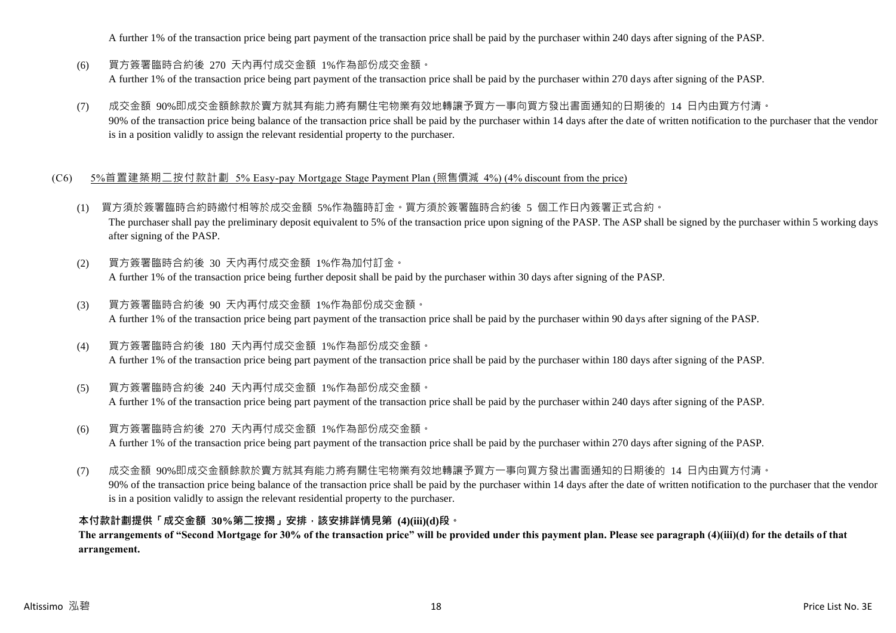A further 1% of the transaction price being part payment of the transaction price shall be paid by the purchaser within 240 days after signing of the PASP.

(6) 買方簽署臨時合約後 270 天內再付成交金額 1%作為部份成交金額。
A further 1% of the transaction price being part payment of the transaction price shall be paid by the purchaser within 270 days after signing of the PASP.

(7) 成交金額 90%即成交金額餘款於賣方就其有能力將有關住宅物業有效地轉讓予買方一事向買方發出書面通知的日期後的 14 日內由買方付清。
90% of the transaction price being balance of the transaction price shall be paid by the purchaser within 14 days after the date of written notification to the purchaser that the vendor is in a position validly to assign the relevant residential property to the purchaser.

(C6) 5%首置建築期二按付款計劃 5% Easy-pay Mortgage Stage Payment Plan (照售價減 4%) (4% discount from the price)

(1) 買方須於簽署臨時合約時繳付相等於成交金額 5%作為臨時訂金。買方須於簽署臨時合約後 5 個工作日內簽署正式合約。
The purchaser shall pay the preliminary deposit equivalent to 5% of the transaction price upon signing of the PASP. The ASP shall be signed by the purchaser within 5 working days after signing of the PASP.

(2) 買方簽署臨時合約後 30 天內再付成交金額 1%作為加付訂金。
A further 1% of the transaction price being further deposit shall be paid by the purchaser within 30 days after signing of the PASP.

(3) 買方簽署臨時合約後 90 天內再付成交金額 1%作為部份成交金額。
A further 1% of the transaction price being part payment of the transaction price shall be paid by the purchaser within 90 days after signing of the PASP.

(4) 買方簽署臨時合約後 180 天內再付成交金額 1%作為部份成交金額。
A further 1% of the transaction price being part payment of the transaction price shall be paid by the purchaser within 180 days after signing of the PASP.

(5) 買方簽署臨時合約後 240 天內再付成交金額 1%作為部份成交金額。
A further 1% of the transaction price being part payment of the transaction price shall be paid by the purchaser within 240 days after signing of the PASP.

(6) 買方簽署臨時合約後 270 天內再付成交金額 1%作為部份成交金額。
A further 1% of the transaction price being part payment of the transaction price shall be paid by the purchaser within 270 days after signing of the PASP.

(7) 成交金額 90%即成交金額餘款於賣方就其有能力將有關住宅物業有效地轉讓予買方一事向買方發出書面通知的日期後的 14 日內由買方付清。
90% of the transaction price being balance of the transaction price shall be paid by the purchaser within 14 days after the date of written notification to the purchaser that the vendor is in a position validly to assign the relevant residential property to the purchaser.

**本付款計劃提供「成交金額 30%第二按揭」安排，該安排詳情見第 (4)(iii)(d)段。**
**The arrangements of "Second Mortgage for 30% of the transaction price" will be provided under this payment plan. Please see paragraph (4)(iii)(d) for the details of that arrangement.**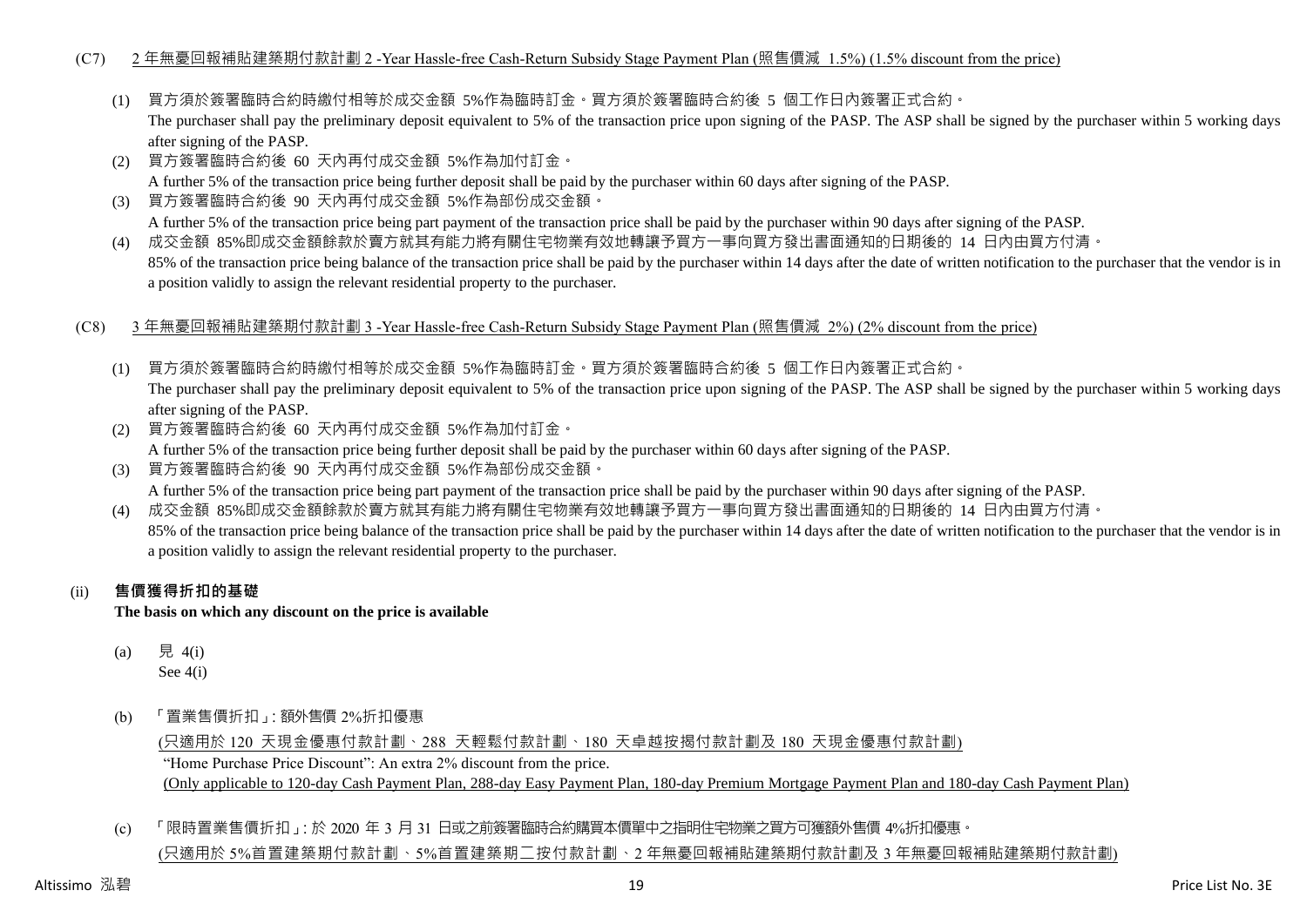(C7) 2 年無憂回報補貼建築期付款計劃 2 -Year Hassle-free Cash-Return Subsidy Stage Payment Plan (照售價減 1.5%) (1.5% discount from the price)

(1) 買方須於簽署臨時合約時繳付相等於成交金額 5%作為臨時訂金。買方須於簽署臨時合約後 5 個工作日內簽署正式合約。
The purchaser shall pay the preliminary deposit equivalent to 5% of the transaction price upon signing of the PASP. The ASP shall be signed by the purchaser within 5 working days after signing of the PASP.

(2) 買方簽署臨時合約後 60 天內再付成交金額 5%作為加付訂金。
A further 5% of the transaction price being further deposit shall be paid by the purchaser within 60 days after signing of the PASP.

(3) 買方簽署臨時合約後 90 天內再付成交金額 5%作為部份成交金額。
A further 5% of the transaction price being part payment of the transaction price shall be paid by the purchaser within 90 days after signing of the PASP.

(4) 成交金額 85%即成交金額餘款於賣方就其有能力將有關住宅物業有效地轉讓予買方一事向買方發出書面通知的日期後的 14 日內由買方付清。
85% of the transaction price being balance of the transaction price shall be paid by the purchaser within 14 days after the date of written notification to the purchaser that the vendor is in a position validly to assign the relevant residential property to the purchaser.

(C8) 3 年無憂回報補貼建築期付款計劃 3 -Year Hassle-free Cash-Return Subsidy Stage Payment Plan (照售價減 2%) (2% discount from the price)

(1) 買方須於簽署臨時合約時繳付相等於成交金額 5%作為臨時訂金。買方須於簽署臨時合約後 5 個工作日內簽署正式合約。
The purchaser shall pay the preliminary deposit equivalent to 5% of the transaction price upon signing of the PASP. The ASP shall be signed by the purchaser within 5 working days after signing of the PASP.

(2) 買方簽署臨時合約後 60 天內再付成交金額 5%作為加付訂金。
A further 5% of the transaction price being further deposit shall be paid by the purchaser within 60 days after signing of the PASP.

(3) 買方簽署臨時合約後 90 天內再付成交金額 5%作為部份成交金額。
A further 5% of the transaction price being part payment of the transaction price shall be paid by the purchaser within 90 days after signing of the PASP.

(4) 成交金額 85%即成交金額餘款於賣方就其有能力將有關住宅物業有效地轉讓予買方一事向買方發出書面通知的日期後的 14 日內由買方付清。
85% of the transaction price being balance of the transaction price shall be paid by the purchaser within 14 days after the date of written notification to the purchaser that the vendor is in a position validly to assign the relevant residential property to the purchaser.

## (ii) 售價獲得折扣的基礎
**The basis on which any discount on the price is available**

(a) 見 4(i)
See 4(i)

(b) 「置業售價折扣」: 額外售價 2%折扣優惠
(只適用於 120 天現金優惠付款計劃、288 天輕鬆付款計劃、180 天卓越按揭付款計劃及 180 天現金優惠付款計劃)
"Home Purchase Price Discount": An extra 2% discount from the price.
(Only applicable to 120-day Cash Payment Plan, 288-day Easy Payment Plan, 180-day Premium Mortgage Payment Plan and 180-day Cash Payment Plan)

(c) 「限時置業售價折扣」: 於 2020 年 3 月 31 日或之前簽署臨時合約購買本價單中之指明住宅物業之買方可獲額外售價 4%折扣優惠。
(只適用於 5%首置建築期付款計劃、5%首置建築期二按付款計劃、2 年無憂回報補貼建築期付款計劃及 3 年無憂回報補貼建築期付款計劃)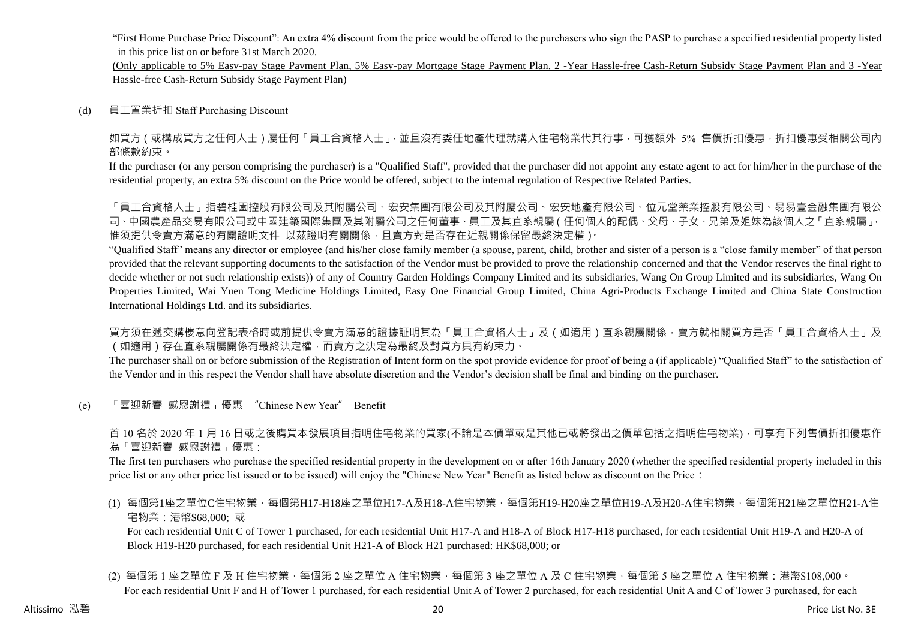"First Home Purchase Price Discount": An extra 4% discount from the price would be offered to the purchasers who sign the PASP to purchase a specified residential property listed in this price list on or before 31st March 2020.

(Only applicable to 5% Easy-pay Stage Payment Plan, 5% Easy-pay Mortgage Stage Payment Plan, 2 -Year Hassle-free Cash-Return Subsidy Stage Payment Plan and 3 -Year Hassle-free Cash-Return Subsidy Stage Payment Plan)

(d) 員工置業折扣 Staff Purchasing Discount

如買方(或構成買方之任何人士)屬任何「員工合資格人士」,並且沒有委任地產代理就購入住宅物業代其行事,可獲額外 5% 售價折扣優惠,折扣優惠受相關公司內部條款約束。

If the purchaser (or any person comprising the purchaser) is a "Qualified Staff", provided that the purchaser did not appoint any estate agent to act for him/her in the purchase of the residential property, an extra 5% discount on the Price would be offered, subject to the internal regulation of Respective Related Parties.

「員工合資格人士」指碧桂園控股有限公司及其附屬公司、宏安集團有限公司及其附屬公司、宏安地產有限公司、位元堂藥業控股有限公司、易易壹金融集團有限公司、中國農產品交易有限公司或中國建築國際集團及其附屬公司之任何董事、員工及其直系親屬(任何個人的配偶、父母、子女、兄弟及姐妹為該個人之「直系親屬」,惟須提供令賣方滿意的有關證明文件 以茲證明有關關係,且賣方對是否存在近親關係保留最終決定權)。

"Qualified Staff" means any director or employee (and his/her close family member (a spouse, parent, child, brother and sister of a person is a "close family member" of that person provided that the relevant supporting documents to the satisfaction of the Vendor must be provided to prove the relationship concerned and that the Vendor reserves the final right to decide whether or not such relationship exists)) of any of Country Garden Holdings Company Limited and its subsidiaries, Wang On Group Limited and its subsidiaries, Wang On Properties Limited, Wai Yuen Tong Medicine Holdings Limited, Easy One Financial Group Limited, China Agri-Products Exchange Limited and China State Construction International Holdings Ltd. and its subsidiaries.

買方須在遞交購樓意向登記表格時或前提供令賣方滿意的證據証明其為「員工合資格人士」及(如適用)直系親屬關係,賣方就相關買方是否「員工合資格人士」及(如適用)存在直系親屬關係有最終決定權,而賣方之決定為最終及對買方具有約束力。

The purchaser shall on or before submission of the Registration of Intent form on the spot provide evidence for proof of being a (if applicable) "Qualified Staff" to the satisfaction of the Vendor and in this respect the Vendor shall have absolute discretion and the Vendor's decision shall be final and binding on the purchaser.

(e) 「喜迎新春 感恩謝禮」優惠 "Chinese New Year" Benefit

首 10 名於 2020 年 1 月 16 日或之後購買本發展項目指明住宅物業的買家(不論是本價單或是其他已或將發出之價單包括之指明住宅物業),可享有下列售價折扣優惠作為「喜迎新春 感恩謝禮」優惠:

The first ten purchasers who purchase the specified residential property in the development on or after 16th January 2020 (whether the specified residential property included in this price list or any other price list issued or to be issued) will enjoy the "Chinese New Year" Benefit as listed below as discount on the Price:

(1) 每個第1座之單位C住宅物業,每個第H17-H18座之單位H17-A及H18-A住宅物業,每個第H19-H20座之單位H19-A及H20-A住宅物業,每個第H21座之單位H21-A住宅物業:港幣$68,000; 或

For each residential Unit C of Tower 1 purchased, for each residential Unit H17-A and H18-A of Block H17-H18 purchased, for each residential Unit H19-A and H20-A of Block H19-H20 purchased, for each residential Unit H21-A of Block H21 purchased: HK$68,000; or

(2) 每個第 1 座之單位 F 及 H 住宅物業,每個第 2 座之單位 A 住宅物業,每個第 3 座之單位 A 及 C 住宅物業,每個第 5 座之單位 A 住宅物業:港幣$108,000。

For each residential Unit F and H of Tower 1 purchased, for each residential Unit A of Tower 2 purchased, for each residential Unit A and C of Tower 3 purchased, for each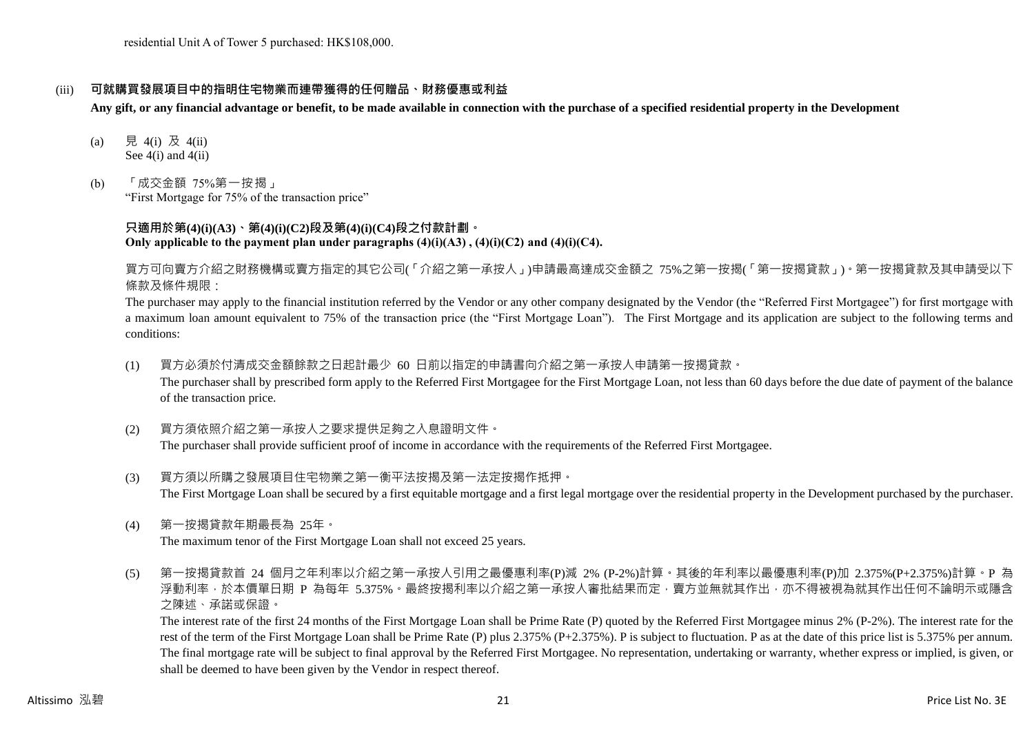residential Unit A of Tower 5 purchased: HK$108,000.

(iii) **可就購買發展項目中的指明住宅物業而連帶獲得的任何贈品、財務優惠或利益**

**Any gift, or any financial advantage or benefit, to be made available in connection with the purchase of a specified residential property in the Development**

(a) 見 4(i) 及 4(ii)
See 4(i) and 4(ii)

(b) 「成交金額 75%第一按揭」
"First Mortgage for 75% of the transaction price"

**只適用於第(4)(i)(A3)、第(4)(i)(C2)段及第(4)(i)(C4)段之付款計劃。**
**Only applicable to the payment plan under paragraphs (4)(i)(A3) , (4)(i)(C2) and (4)(i)(C4).**

買方可向賣方介紹之財務機構或賣方指定的其它公司(「介紹之第一承按人」)申請最高達成交金額之 75%之第一按揭(「第一按揭貸款」)。第一按揭貸款及其申請受以下條款及條件規限：

The purchaser may apply to the financial institution referred by the Vendor or any other company designated by the Vendor (the "Referred First Mortgagee") for first mortgage with a maximum loan amount equivalent to 75% of the transaction price (the "First Mortgage Loan"). The First Mortgage and its application are subject to the following terms and conditions:

(1) 買方必須於付清成交金額餘款之日起計最少 60 日前以指定的申請書向介紹之第一承按人申請第一按揭貸款。
The purchaser shall by prescribed form apply to the Referred First Mortgagee for the First Mortgage Loan, not less than 60 days before the due date of payment of the balance of the transaction price.

(2) 買方須依照介紹之第一承按人之要求提供足夠之入息證明文件。
The purchaser shall provide sufficient proof of income in accordance with the requirements of the Referred First Mortgagee.

(3) 買方須以所購之發展項目住宅物業之第一衡平法按揭及第一法定按揭作抵押。
The First Mortgage Loan shall be secured by a first equitable mortgage and a first legal mortgage over the residential property in the Development purchased by the purchaser.

(4) 第一按揭貸款年期最長為 25年。
The maximum tenor of the First Mortgage Loan shall not exceed 25 years.

(5) 第一按揭貸款首 24 個月之年利率以介紹之第一承按人引用之最優惠利率(P)減 2% (P-2%)計算。其後的年利率以最優惠利率(P)加 2.375%(P+2.375%)計算。P 為浮動利率，於本價單日期 P 為每年 5.375%。最終按揭利率以介紹之第一承按人審批結果而定，賣方並無就其作出，亦不得被視為就其作出任何不論明示或隱含之陳述、承諾或保證。
The interest rate of the first 24 months of the First Mortgage Loan shall be Prime Rate (P) quoted by the Referred First Mortgagee minus 2% (P-2%). The interest rate for the rest of the term of the First Mortgage Loan shall be Prime Rate (P) plus 2.375% (P+2.375%). P is subject to fluctuation. P as at the date of this price list is 5.375% per annum. The final mortgage rate will be subject to final approval by the Referred First Mortgagee. No representation, undertaking or warranty, whether express or implied, is given, or shall be deemed to have been given by the Vendor in respect thereof.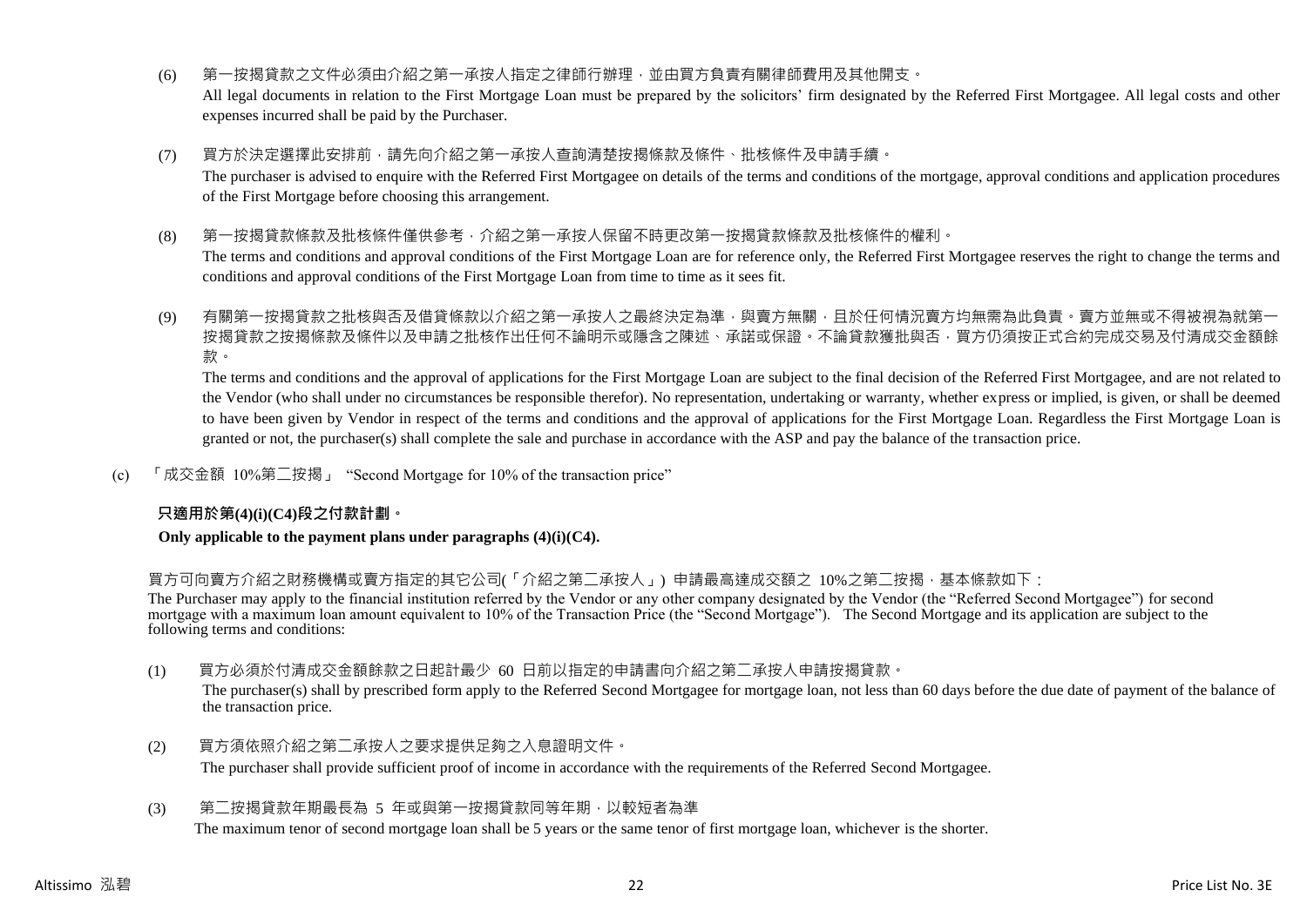(6) 第一按揭貸款之文件必須由介紹之第一承按人指定之律師行辦理，並由買方負責有關律師費用及其他開支。
All legal documents in relation to the First Mortgage Loan must be prepared by the solicitors' firm designated by the Referred First Mortgagee. All legal costs and other expenses incurred shall be paid by the Purchaser.

(7) 買方於決定選擇此安排前，請先向介紹之第一承按人查詢清楚按揭條款及條件、批核條件及申請手續。
The purchaser is advised to enquire with the Referred First Mortgagee on details of the terms and conditions of the mortgage, approval conditions and application procedures of the First Mortgage before choosing this arrangement.

(8) 第一按揭貸款條款及批核條件僅供參考，介紹之第一承按人保留不時更改第一按揭貸款條款及批核條件的權利。
The terms and conditions and approval conditions of the First Mortgage Loan are for reference only, the Referred First Mortgagee reserves the right to change the terms and conditions and approval conditions of the First Mortgage Loan from time to time as it sees fit.

(9) 有關第一按揭貸款之批核與否及借貸條款以介紹之第一承按人之最終決定為準，與賣方無關，且於任何情況賣方均無需為此負責。賣方並無或不得被視為就第一按揭貸款之按揭條款及條件以及申請之批核作出任何不論明示或隱含之陳述、承諾或保證。不論貸款獲批與否，買方仍須按正式合約完成交易及付清成交金額餘款。
The terms and conditions and the approval of applications for the First Mortgage Loan are subject to the final decision of the Referred First Mortgagee, and are not related to the Vendor (who shall under no circumstances be responsible therefor). No representation, undertaking or warranty, whether express or implied, is given, or shall be deemed to have been given by Vendor in respect of the terms and conditions and the approval of applications for the First Mortgage Loan. Regardless the First Mortgage Loan is granted or not, the purchaser(s) shall complete the sale and purchase in accordance with the ASP and pay the balance of the transaction price.

(c) 「成交金額 10%第二按揭」 "Second Mortgage for 10% of the transaction price"

**只適用於第(4)(i)(C4)段之付款計劃。**

**Only applicable to the payment plans under paragraphs (4)(i)(C4).**

買方可向賣方介紹之財務機構或賣方指定的其它公司(「介紹之第二承按人」) 申請最高達成交額之 10%之第二按揭，基本條款如下：
The Purchaser may apply to the financial institution referred by the Vendor or any other company designated by the Vendor (the "Referred Second Mortgagee") for second mortgage with a maximum loan amount equivalent to 10% of the Transaction Price (the "Second Mortgage"). The Second Mortgage and its application are subject to the following terms and conditions:

(1) 買方必須於付清成交金額餘款之日起計最少 60 日前以指定的申請書向介紹之第二承按人申請按揭貸款。
The purchaser(s) shall by prescribed form apply to the Referred Second Mortgagee for mortgage loan, not less than 60 days before the due date of payment of the balance of the transaction price.

(2) 買方須依照介紹之第二承按人之要求提供足夠之入息證明文件。
The purchaser shall provide sufficient proof of income in accordance with the requirements of the Referred Second Mortgagee.

(3) 第二按揭貸款年期最長為 5 年或與第一按揭貸款同等年期，以較短者為準
The maximum tenor of second mortgage loan shall be 5 years or the same tenor of first mortgage loan, whichever is the shorter.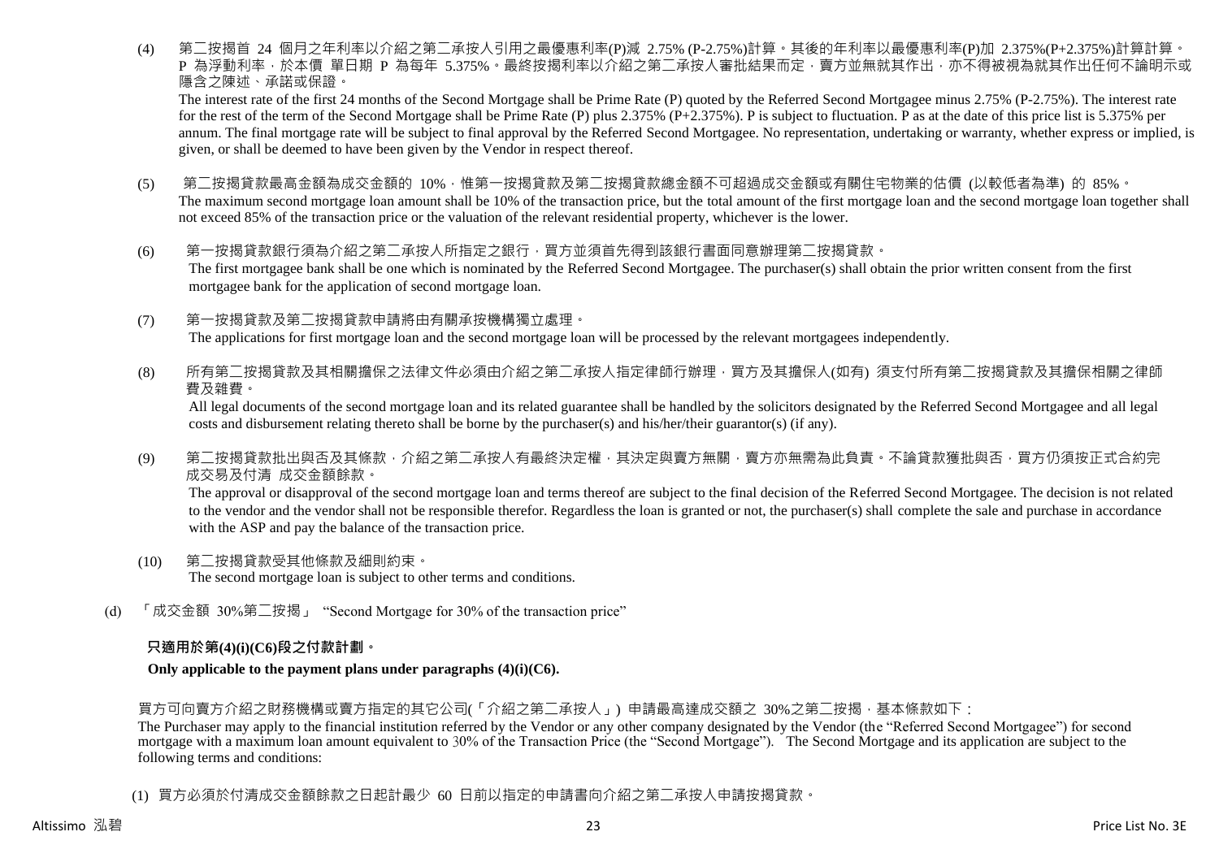(4) 第二按揭首 24 個月之年利率以介紹之第二承按人引用之最優惠利率(P)減 2.75% (P-2.75%)計算。其後的年利率以最優惠利率(P)加 2.375%(P+2.375%)計算計算。P 為浮動利率，於本價 單日期 P 為每年 5.375%。最終按揭利率以介紹之第二承按人審批結果而定，賣方並無就其作出，亦不得被視為就其作出任何不論明示或隱含之陳述、承諾或保證。

The interest rate of the first 24 months of the Second Mortgage shall be Prime Rate (P) quoted by the Referred Second Mortgagee minus 2.75% (P-2.75%). The interest rate for the rest of the term of the Second Mortgage shall be Prime Rate (P) plus 2.375% (P+2.375%). P is subject to fluctuation. P as at the date of this price list is 5.375% per annum. The final mortgage rate will be subject to final approval by the Referred Second Mortgagee. No representation, undertaking or warranty, whether express or implied, is given, or shall be deemed to have been given by the Vendor in respect thereof.

(5) 第二按揭貸款最高金額為成交金額的 10%，惟第一按揭貸款及第二按揭貸款總金額不可超過成交金額或有關住宅物業的估價 (以較低者為準) 的 85%。

The maximum second mortgage loan amount shall be 10% of the transaction price, but the total amount of the first mortgage loan and the second mortgage loan together shall not exceed 85% of the transaction price or the valuation of the relevant residential property, whichever is the lower.

(6) 第一按揭貸款銀行須為介紹之第二承按人所指定之銀行，買方並須首先得到該銀行書面同意辦理第二按揭貸款。

The first mortgagee bank shall be one which is nominated by the Referred Second Mortgagee. The purchaser(s) shall obtain the prior written consent from the first mortgagee bank for the application of second mortgage loan.

(7) 第一按揭貸款及第二按揭貸款申請將由有關承按機構獨立處理。

The applications for first mortgage loan and the second mortgage loan will be processed by the relevant mortgagees independently.

(8) 所有第二按揭貸款及其相關擔保之法律文件必須由介紹之第二承按人指定律師行辦理，買方及其擔保人(如有) 須支付所有第二按揭貸款及其擔保相關之律師費及雜費。

All legal documents of the second mortgage loan and its related guarantee shall be handled by the solicitors designated by the Referred Second Mortgagee and all legal costs and disbursement relating thereto shall be borne by the purchaser(s) and his/her/their guarantor(s) (if any).

(9) 第二按揭貸款批出與否及其條款，介紹之第二承按人有最終決定權，其決定與賣方無關，賣方亦無需為此負責。不論貸款獲批與否，買方仍須按正式合約完成交易及付清 成交金額餘款。

The approval or disapproval of the second mortgage loan and terms thereof are subject to the final decision of the Referred Second Mortgagee. The decision is not related to the vendor and the vendor shall not be responsible therefor. Regardless the loan is granted or not, the purchaser(s) shall complete the sale and purchase in accordance with the ASP and pay the balance of the transaction price.

(10) 第二按揭貸款受其他條款及細則約束。

The second mortgage loan is subject to other terms and conditions.

(d) 「成交金額 30%第二按揭」 "Second Mortgage for 30% of the transaction price"

**只適用於第(4)(i)(C6)段之付款計劃。**

**Only applicable to the payment plans under paragraphs (4)(i)(C6).**

買方可向賣方介紹之財務機構或賣方指定的其它公司(「介紹之第二承按人」) 申請最高達成交額之 30%之第二按揭，基本條款如下：

The Purchaser may apply to the financial institution referred by the Vendor or any other company designated by the Vendor (the "Referred Second Mortgagee") for second mortgage with a maximum loan amount equivalent to 30% of the Transaction Price (the "Second Mortgage"). The Second Mortgage and its application are subject to the following terms and conditions:

(1) 買方必須於付清成交金額餘款之日起計最少 60 日前以指定的申請書向介紹之第二承按人申請按揭貸款。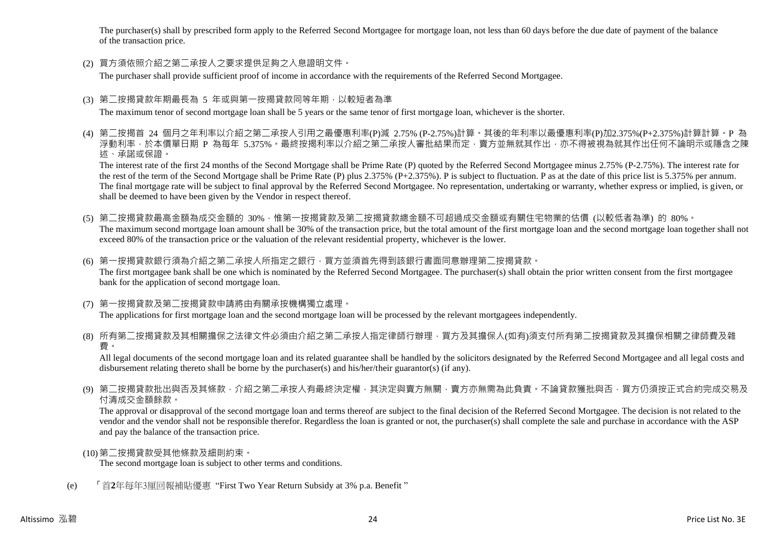The purchaser(s) shall by prescribed form apply to the Referred Second Mortgagee for mortgage loan, not less than 60 days before the due date of payment of the balance of the transaction price.

(2) 買方須依照介紹之第二承按人之要求提供足夠之入息證明文件。

The purchaser shall provide sufficient proof of income in accordance with the requirements of the Referred Second Mortgagee.

(3) 第二按揭貸款年期最長為 5 年或與第一按揭貸款同等年期，以較短者為準

The maximum tenor of second mortgage loan shall be 5 years or the same tenor of first mortgage loan, whichever is the shorter.

(4) 第二按揭首 24 個月之年利率以介紹之第二承按人引用之最優惠利率(P)減 2.75% (P-2.75%)計算。其後的年利率以最優惠利率(P)加2.375%(P+2.375%)計算計算。P 為浮動利率，於本價單日期 P 為每年 5.375%。最終按揭利率以介紹之第二承按人審批結果而定，賣方並無就其作出，亦不得被視為就其作出任何不論明示或隱含之陳述、承諾或保證。

The interest rate of the first 24 months of the Second Mortgage shall be Prime Rate (P) quoted by the Referred Second Mortgagee minus 2.75% (P-2.75%). The interest rate for the rest of the term of the Second Mortgage shall be Prime Rate (P) plus 2.375% (P+2.375%). P is subject to fluctuation. P as at the date of this price list is 5.375% per annum. The final mortgage rate will be subject to final approval by the Referred Second Mortgagee. No representation, undertaking or warranty, whether express or implied, is given, or shall be deemed to have been given by the Vendor in respect thereof.

(5) 第二按揭貸款最高金額為成交金額的 30%，惟第一按揭貸款及第二按揭貸款總金額不可超過成交金額或有關住宅物業的估價 (以較低者為準) 的 80%。

The maximum second mortgage loan amount shall be 30% of the transaction price, but the total amount of the first mortgage loan and the second mortgage loan together shall not exceed 80% of the transaction price or the valuation of the relevant residential property, whichever is the lower.

(6) 第一按揭貸款銀行須為介紹之第二承按人所指定之銀行，買方並須首先得到該銀行書面同意辦理第二按揭貸款。

The first mortgagee bank shall be one which is nominated by the Referred Second Mortgagee. The purchaser(s) shall obtain the prior written consent from the first mortgagee bank for the application of second mortgage loan.

(7) 第一按揭貸款及第二按揭貸款申請將由有關承按機構獨立處理。

The applications for first mortgage loan and the second mortgage loan will be processed by the relevant mortgagees independently.

(8) 所有第二按揭貸款及其相關擔保之法律文件必須由介紹之第二承按人指定律師行辦理，買方及其擔保人(如有)須支付所有第二按揭貸款及其擔保相關之律師費及雜費。

All legal documents of the second mortgage loan and its related guarantee shall be handled by the solicitors designated by the Referred Second Mortgagee and all legal costs and disbursement relating thereto shall be borne by the purchaser(s) and his/her/their guarantor(s) (if any).

(9) 第二按揭貸款批出與否及其條款，介紹之第二承按人有最終決定權，其決定與賣方無關，賣方亦無需為此負責。不論貸款獲批與否，買方仍須按正式合約完成交易及付清成交金額餘款。

The approval or disapproval of the second mortgage loan and terms thereof are subject to the final decision of the Referred Second Mortgagee. The decision is not related to the vendor and the vendor shall not be responsible therefor. Regardless the loan is granted or not, the purchaser(s) shall complete the sale and purchase in accordance with the ASP and pay the balance of the transaction price.

(10) 第二按揭貸款受其他條款及細則約束。

The second mortgage loan is subject to other terms and conditions.

(e) 「首**2**年每年3厘回報補貼優惠 "First Two Year Return Subsidy at 3% p.a. Benefit "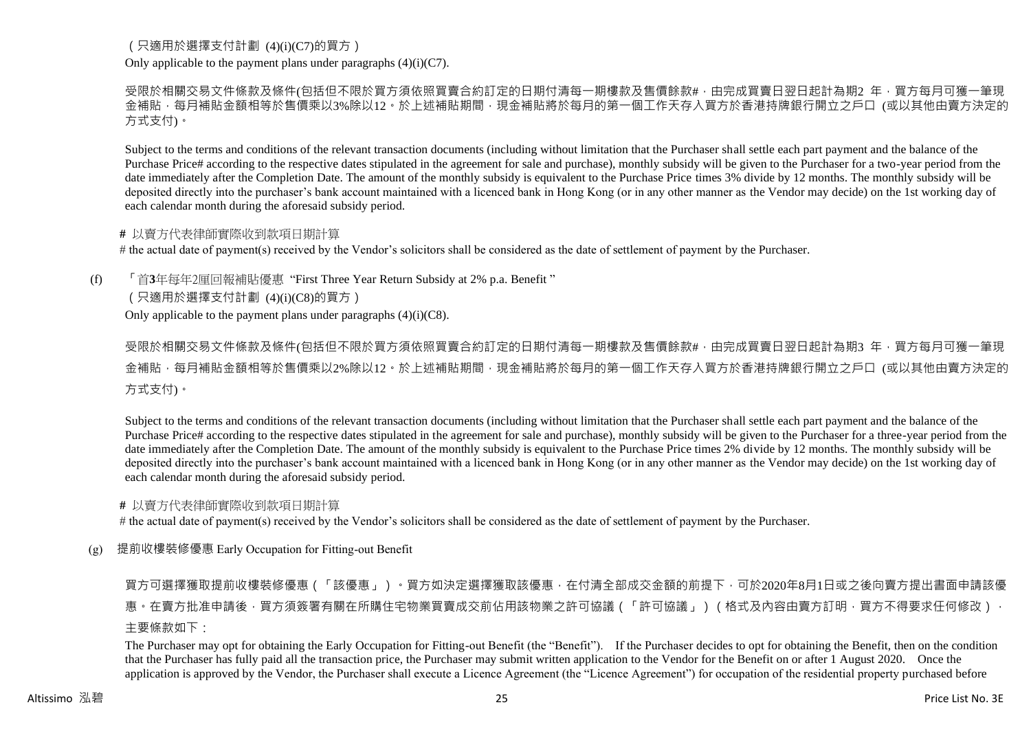（只適用於選擇支付計劃 (4)(i)(C7)的買方）

Only applicable to the payment plans under paragraphs (4)(i)(C7).

受限於相關交易文件條款及條件(包括但不限於買方須依照買賣合約訂定的日期付清每一期樓款及售價餘款#，由完成買賣日翌日起計為期2 年，買方每月可獲一筆現金補貼，每月補貼金額相等於售價乘以3%除以12。於上述補貼期間，現金補貼將於每月的第一個工作天存入買方於香港持牌銀行開立之戶口 (或以其他由賣方決定的方式支付)。

Subject to the terms and conditions of the relevant transaction documents (including without limitation that the Purchaser shall settle each part payment and the balance of the Purchase Price# according to the respective dates stipulated in the agreement for sale and purchase), monthly subsidy will be given to the Purchaser for a two-year period from the date immediately after the Completion Date. The amount of the monthly subsidy is equivalent to the Purchase Price times 3% divide by 12 months. The monthly subsidy will be deposited directly into the purchaser's bank account maintained with a licenced bank in Hong Kong (or in any other manner as the Vendor may decide) on the 1st working day of each calendar month during the aforesaid subsidy period.

**#** 以賣方代表律師實際收到款項日期計算

# the actual date of payment(s) received by the Vendor's solicitors shall be considered as the date of settlement of payment by the Purchaser.

(f) 「首**3**年每年2厘回報補貼優惠 "First Three Year Return Subsidy at 2% p.a. Benefit "

（只適用於選擇支付計劃 (4)(i)(C8)的買方）

Only applicable to the payment plans under paragraphs (4)(i)(C8).

受限於相關交易文件條款及條件(包括但不限於買方須依照買賣合約訂定的日期付清每一期樓款及售價餘款#，由完成買賣日翌日起計為期3 年，買方每月可獲一筆現金補貼，每月補貼金額相等於售價乘以2%除以12。於上述補貼期間，現金補貼將於每月的第一個工作天存入買方於香港持牌銀行開立之戶口 (或以其他由賣方決定的方式支付)。

Subject to the terms and conditions of the relevant transaction documents (including without limitation that the Purchaser shall settle each part payment and the balance of the Purchase Price# according to the respective dates stipulated in the agreement for sale and purchase), monthly subsidy will be given to the Purchaser for a three-year period from the date immediately after the Completion Date. The amount of the monthly subsidy is equivalent to the Purchase Price times 2% divide by 12 months. The monthly subsidy will be deposited directly into the purchaser's bank account maintained with a licenced bank in Hong Kong (or in any other manner as the Vendor may decide) on the 1st working day of each calendar month during the aforesaid subsidy period.

**#** 以賣方代表律師實際收到款項日期計算

# the actual date of payment(s) received by the Vendor's solicitors shall be considered as the date of settlement of payment by the Purchaser.

(g) 提前收樓裝修優惠 Early Occupation for Fitting-out Benefit

買方可選擇獲取提前收樓裝修優惠（「該優惠」）。買方如決定選擇獲取該優惠，在付清全部成交金額的前提下，可於2020年8月1日或之後向賣方提出書面申請該優惠。在賣方批准申請後，買方須簽署有關在所購住宅物業買賣成交前佔用該物業之許可協議（「許可協議」）（格式及內容由賣方訂明，買方不得要求任何修改），主要條款如下：

The Purchaser may opt for obtaining the Early Occupation for Fitting-out Benefit (the "Benefit"). If the Purchaser decides to opt for obtaining the Benefit, then on the condition that the Purchaser has fully paid all the transaction price, the Purchaser may submit written application to the Vendor for the Benefit on or after 1 August 2020. Once the application is approved by the Vendor, the Purchaser shall execute a Licence Agreement (the "Licence Agreement") for occupation of the residential property purchased before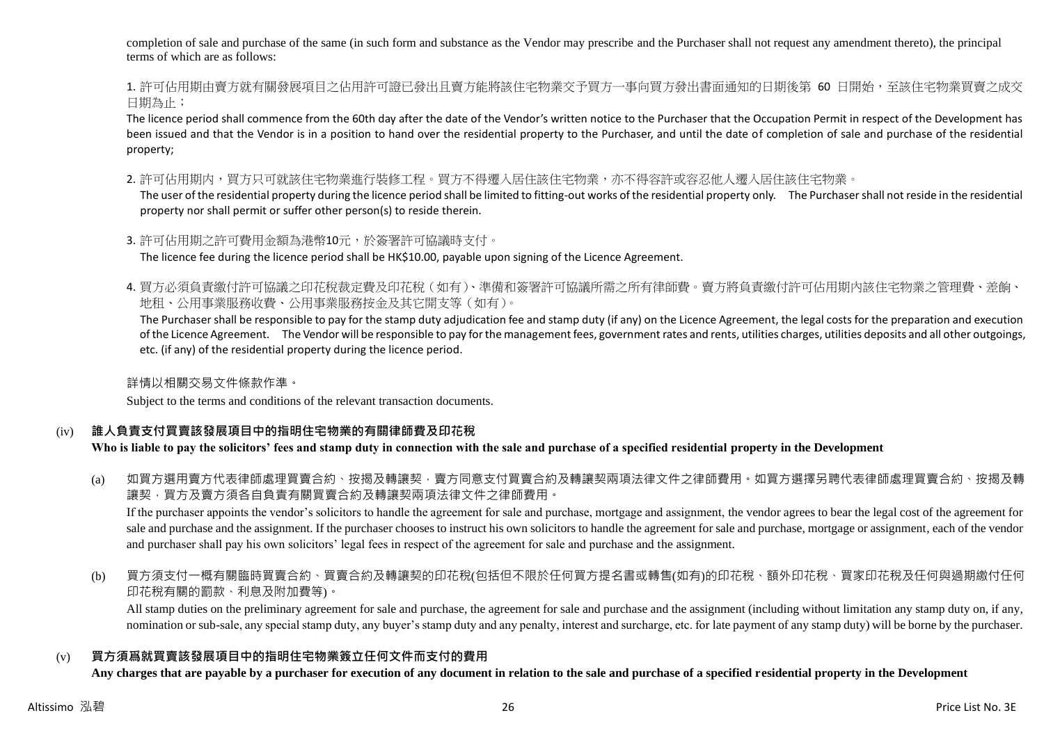completion of sale and purchase of the same (in such form and substance as the Vendor may prescribe and the Purchaser shall not request any amendment thereto), the principal terms of which are as follows:

1. 許可佔用期由賣方就有關發展項目之佔用許可證已發出且賣方能將該住宅物業交予買方一事向買方發出書面通知的日期後第 60 日開始，至該住宅物業買賣之成交日期為止；
The licence period shall commence from the 60th day after the date of the Vendor's written notice to the Purchaser that the Occupation Permit in respect of the Development has been issued and that the Vendor is in a position to hand over the residential property to the Purchaser, and until the date of completion of sale and purchase of the residential property;

2. 許可佔用期內，買方只可就該住宅物業進行裝修工程。買方不得遷入居住該住宅物業，亦不得容許或容忍他人遷入居住該住宅物業。
The user of the residential property during the licence period shall be limited to fitting-out works of the residential property only. The Purchaser shall not reside in the residential property nor shall permit or suffer other person(s) to reside therein.

3. 許可佔用期之許可費用金額為港幣10元，於簽署許可協議時支付。
The licence fee during the licence period shall be HK$10.00, payable upon signing of the Licence Agreement.

4. 買方必須負責繳付許可協議之印花稅裁定費及印花稅（如有）、準備和簽署許可協議所需之所有律師費。賣方將負責繳付許可佔用期內該住宅物業之管理費、差餉、地租、公用事業服務收費、公用事業服務按金及其它開支等（如有）。
The Purchaser shall be responsible to pay for the stamp duty adjudication fee and stamp duty (if any) on the Licence Agreement, the legal costs for the preparation and execution of the Licence Agreement. The Vendor will be responsible to pay for the management fees, government rates and rents, utilities charges, utilities deposits and all other outgoings, etc. (if any) of the residential property during the licence period.

詳情以相關交易文件條款作準。

Subject to the terms and conditions of the relevant transaction documents.

### (iv) 誰人負責支付買賣該發展項目中的指明住宅物業的有關律師費及印花稅
### Who is liable to pay the solicitors' fees and stamp duty in connection with the sale and purchase of a specified residential property in the Development

(a) 如買方選用賣方代表律師處理買賣合約、按揭及轉讓契，賣方同意支付買賣合約及轉讓契兩項法律文件之律師費用。如買方選擇另聘代表律師處理買賣合約、按揭及轉讓契，買方及賣方須各自負責有關買賣合約及轉讓契兩項法律文件之律師費用。
If the purchaser appoints the vendor's solicitors to handle the agreement for sale and purchase, mortgage and assignment, the vendor agrees to bear the legal cost of the agreement for sale and purchase and the assignment. If the purchaser chooses to instruct his own solicitors to handle the agreement for sale and purchase, mortgage or assignment, each of the vendor and purchaser shall pay his own solicitors' legal fees in respect of the agreement for sale and purchase and the assignment.

(b) 買方須支付一概有關臨時買賣合約、買賣合約及轉讓契的印花稅(包括但不限於任何買方提名書或轉售(如有)的印花稅、額外印花稅、買家印花稅及任何與過期繳付任何印花稅有關的罰款、利息及附加費等)。
All stamp duties on the preliminary agreement for sale and purchase, the agreement for sale and purchase and the assignment (including without limitation any stamp duty on, if any, nomination or sub-sale, any special stamp duty, any buyer's stamp duty and any penalty, interest and surcharge, etc. for late payment of any stamp duty) will be borne by the purchaser.

### (v) 買方須爲就買賣該發展項目中的指明住宅物業簽立任何文件而支付的費用
### Any charges that are payable by a purchaser for execution of any document in relation to the sale and purchase of a specified residential property in the Development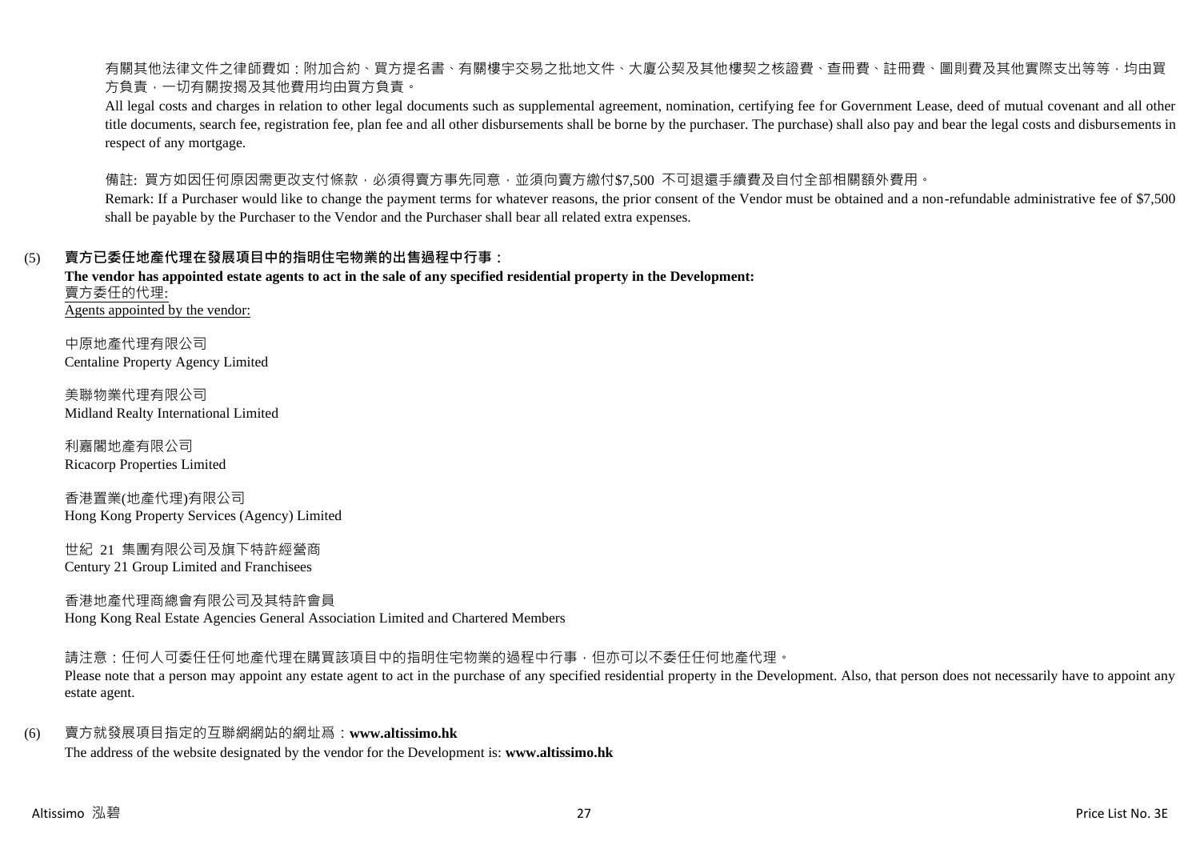有關其他法律文件之律師費如：附加合約、買方提名書、有關樓宇交易之批地文件、大廈公契及其他樓契之核證費、查冊費、註冊費、圖則費及其他實際支出等等，均由買方負責，一切有關按揭及其他費用均由買方負責。

All legal costs and charges in relation to other legal documents such as supplemental agreement, nomination, certifying fee for Government Lease, deed of mutual covenant and all other title documents, search fee, registration fee, plan fee and all other disbursements shall be borne by the purchaser. The purchase) shall also pay and bear the legal costs and disbursements in respect of any mortgage.

備註: 買方如因任何原因需更改支付條款，必須得賣方事先同意，並須向賣方繳付$7,500 不可退還手續費及自付全部相關額外費用。

Remark: If a Purchaser would like to change the payment terms for whatever reasons, the prior consent of the Vendor must be obtained and a non-refundable administrative fee of $7,500 shall be payable by the Purchaser to the Vendor and the Purchaser shall bear all related extra expenses.

(5) **賣方已委任地產代理在發展項目中的指明住宅物業的出售過程中行事：**

**The vendor has appointed estate agents to act in the sale of any specified residential property in the Development:**

賣方委任的代理:

Agents appointed by the vendor:

中原地產代理有限公司
Centaline Property Agency Limited

美聯物業代理有限公司
Midland Realty International Limited

利嘉閣地產有限公司
Ricacorp Properties Limited

香港置業(地產代理)有限公司
Hong Kong Property Services (Agency) Limited

世紀 21 集團有限公司及旗下特許經營商
Century 21 Group Limited and Franchisees

香港地產代理商總會有限公司及其特許會員
Hong Kong Real Estate Agencies General Association Limited and Chartered Members

請注意：任何人可委任任何地產代理在購買該項目中的指明住宅物業的過程中行事，但亦可以不委任任何地產代理。

Please note that a person may appoint any estate agent to act in the purchase of any specified residential property in the Development. Also, that person does not necessarily have to appoint any estate agent.

(6) 賣方就發展項目指定的互聯網網站的網址爲：**www.altissimo.hk**

The address of the website designated by the vendor for the Development is: **www.altissimo.hk**